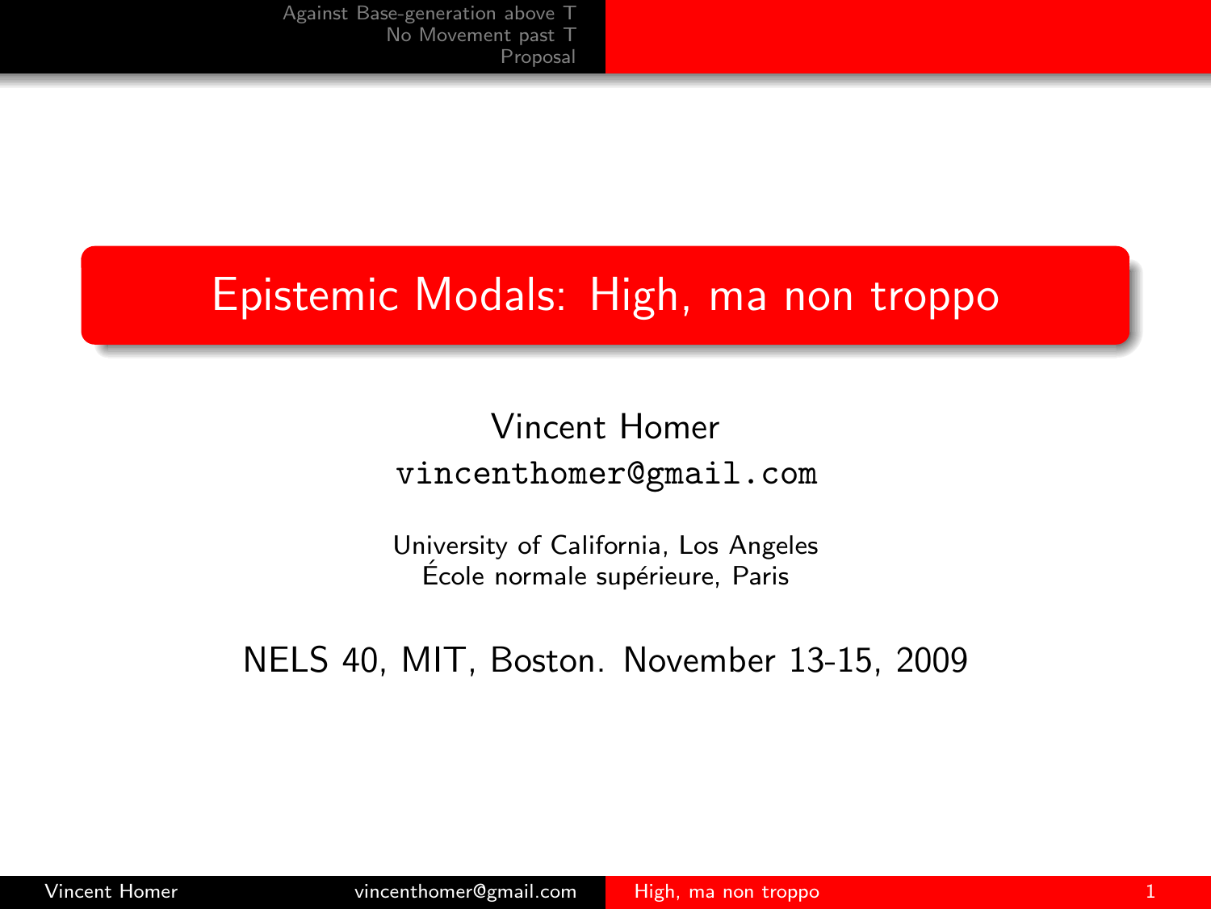# Epistemic Modals: High, ma non troppo

Vincent Homer

vincenthomer@gmail.com

University of California, Los Angeles

École normale supérieure, Paris

NELS 40, MIT, Boston. November 13-15, 2009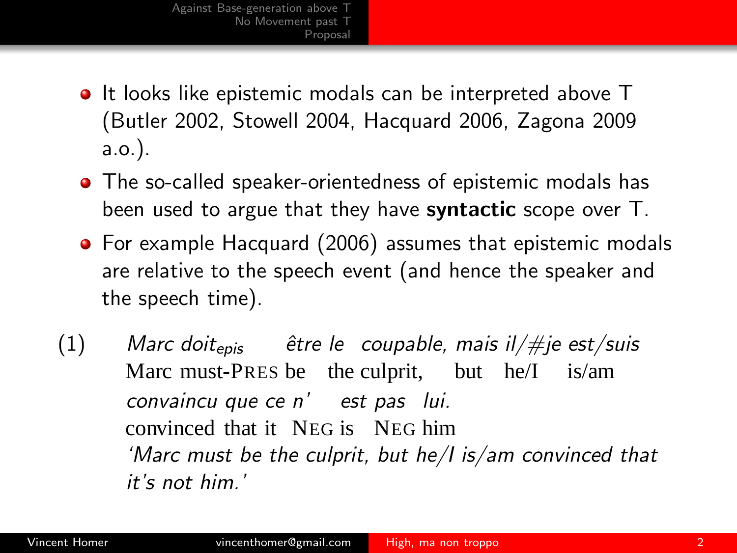- It looks like epistemic modals can be interpreted above T (Butler 2002, Stowell 2004, Hacquard 2006, Zagona 2009 a.o.).
- The so-called speaker-orientedness of epistemic modals has been used to argue that they have **syntactic** scope over T.
- For example Hacquard (2006) assumes that epistemic modals are relative to the speech event (and hence the speaker and the speech time).

(1) *Marc doit$_{epis}$ être le coupable, mais il/#je est/suis convaincu que ce n' est pas lui.*
Marc must-PRES be the culprit, but he/I is/am convinced that it NEG is NEG him
*'Marc must be the culprit, but he/I is/am convinced that it's not him.'*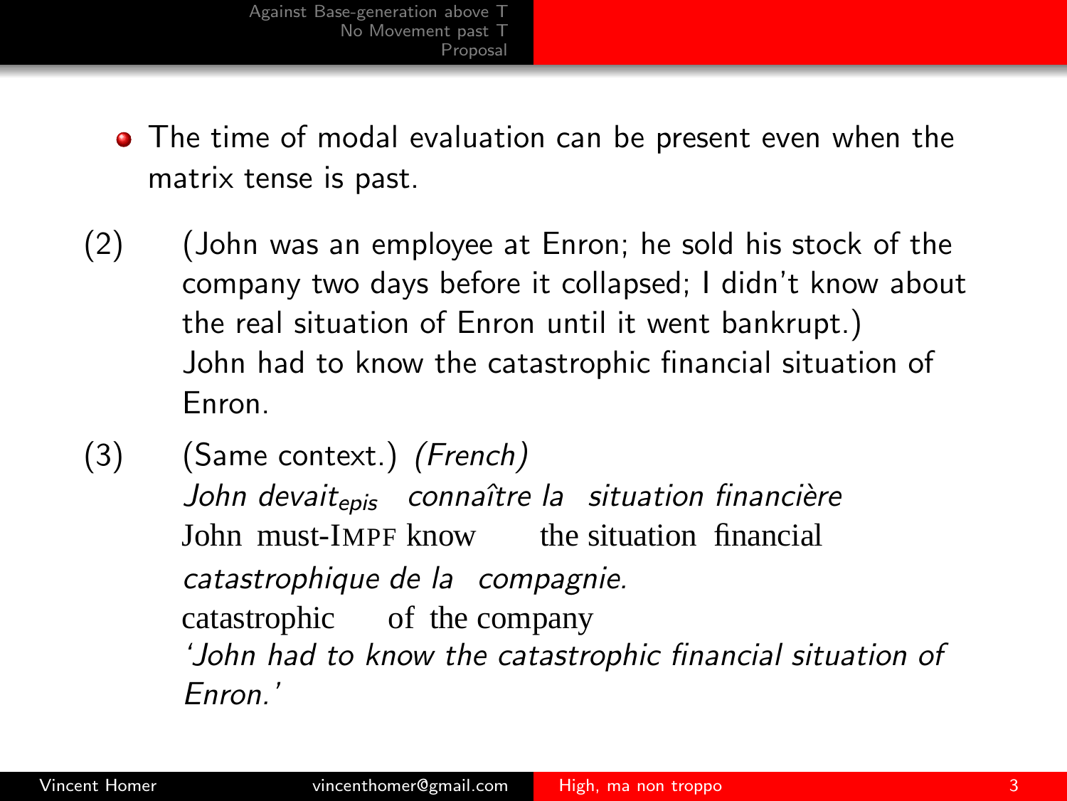- The time of modal evaluation can be present even when the matrix tense is past.

(2) (John was an employee at Enron; he sold his stock of the company two days before it collapsed; I didn't know about the real situation of Enron until it went bankrupt.)
John had to know the catastrophic financial situation of Enron.

(3) (Same context.) *(French)*
*John devait$_{epis}$ connaître la situation financière*
John must-IMPF know the situation financial
*catastrophique de la compagnie.*
catastrophic of the company
*'John had to know the catastrophic financial situation of Enron.'*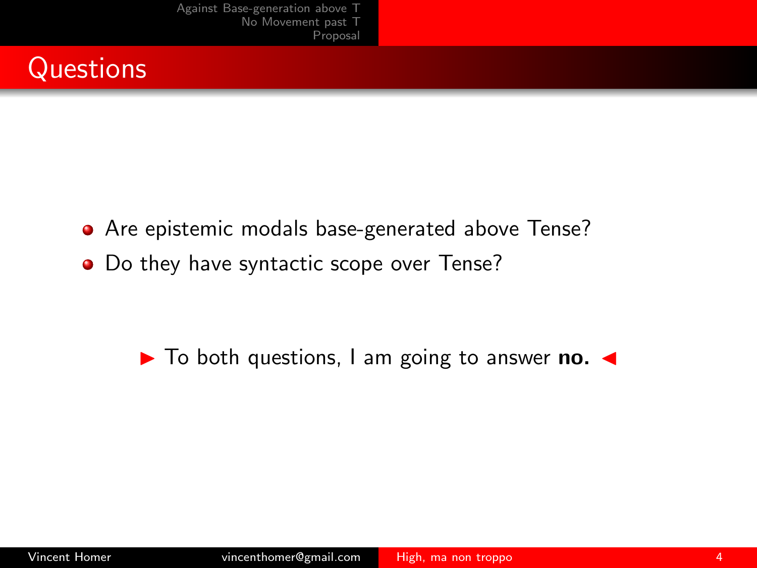## Questions

- Are epistemic modals base-generated above Tense?
- Do they have syntactic scope over Tense?

▶ To both questions, I am going to answer **no.** ◀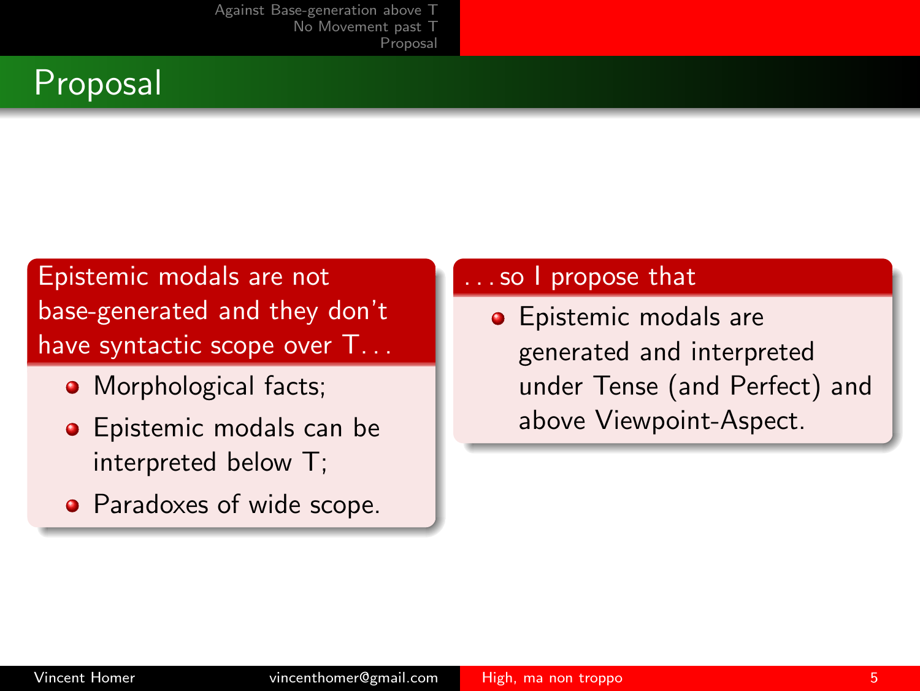# Proposal

**Epistemic modals are not base-generated and they don't have syntactic scope over T...**

- Morphological facts;
- Epistemic modals can be interpreted below T;
- Paradoxes of wide scope.

**...so I propose that**

- Epistemic modals are generated and interpreted under Tense (and Perfect) and above Viewpoint-Aspect.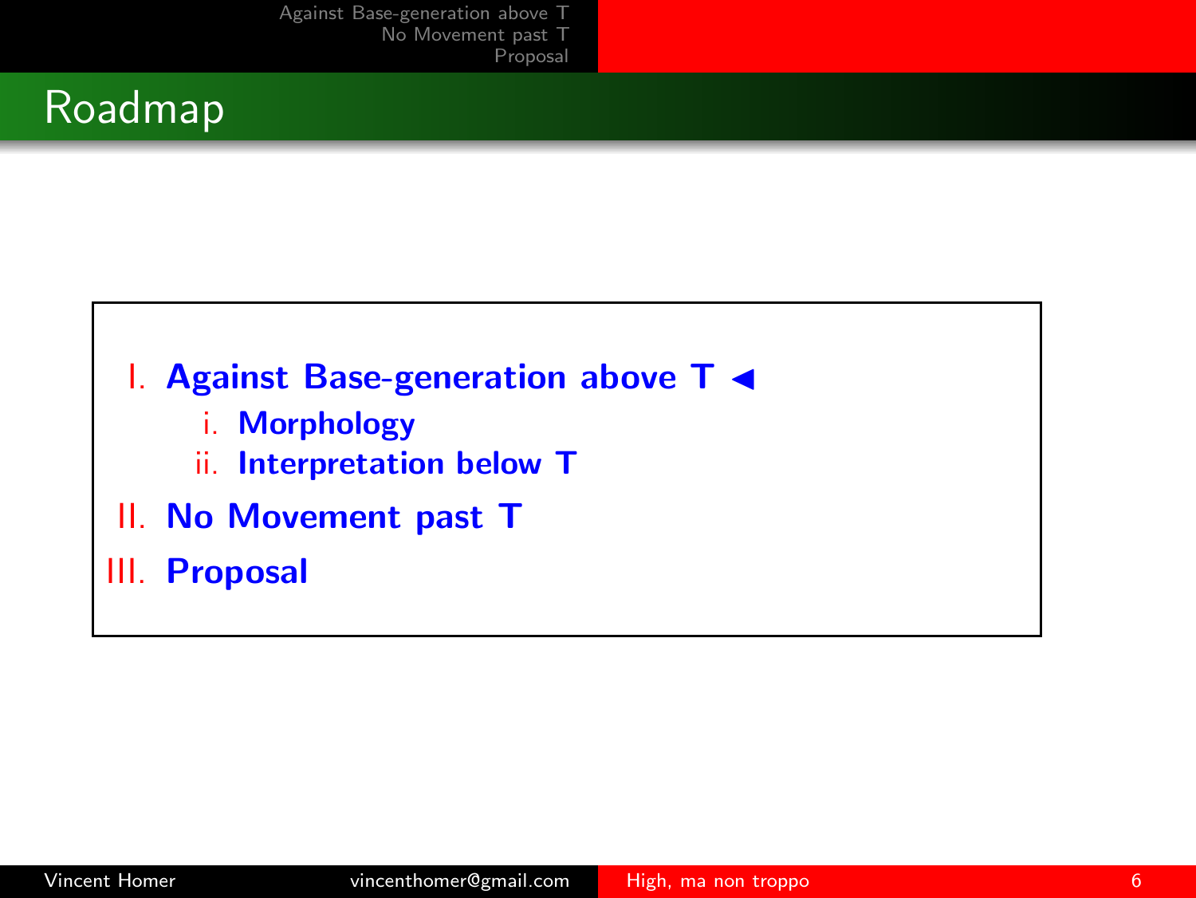# Roadmap

I. **Against Base-generation above T** ◀
   i. **Morphology**
   ii. **Interpretation below T**

II. **No Movement past T**

III. **Proposal**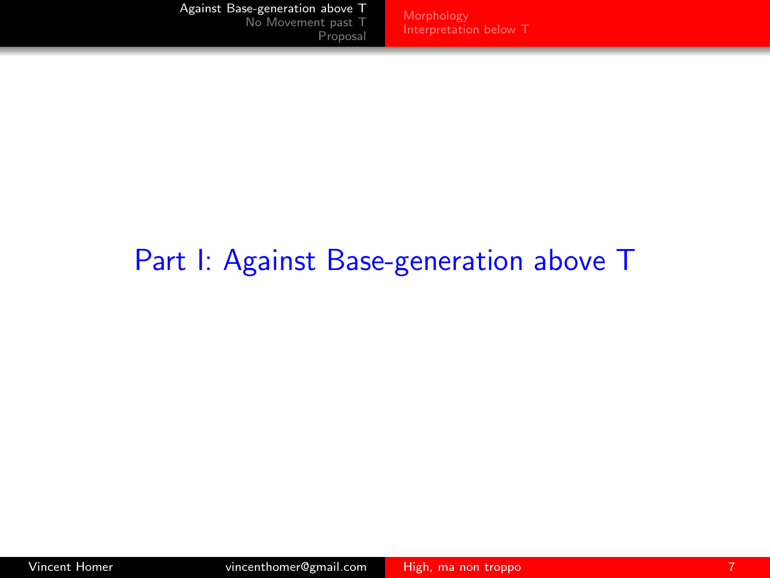# Part I: Against Base-generation above T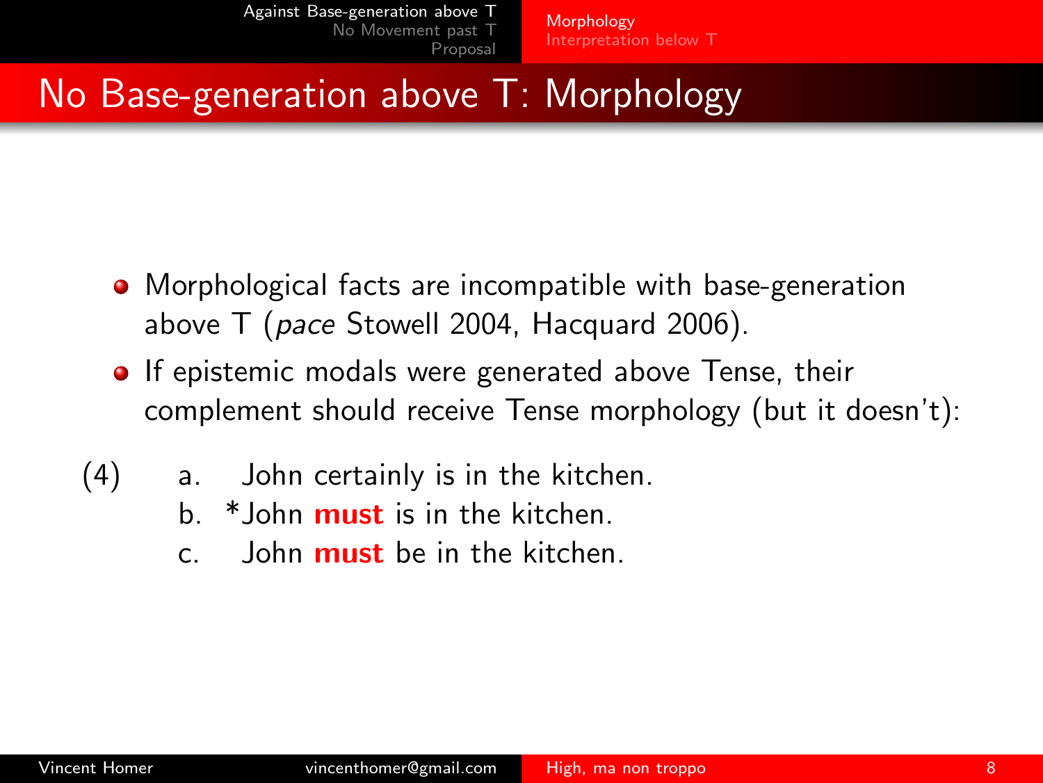# No Base-generation above T: Morphology

- Morphological facts are incompatible with base-generation above T (*pace* Stowell 2004, Hacquard 2006).
- If epistemic modals were generated above Tense, their complement should receive Tense morphology (but it doesn't):

(4)
  a. John certainly is in the kitchen.
  b. *John **must** is in the kitchen.
  c. John **must** be in the kitchen.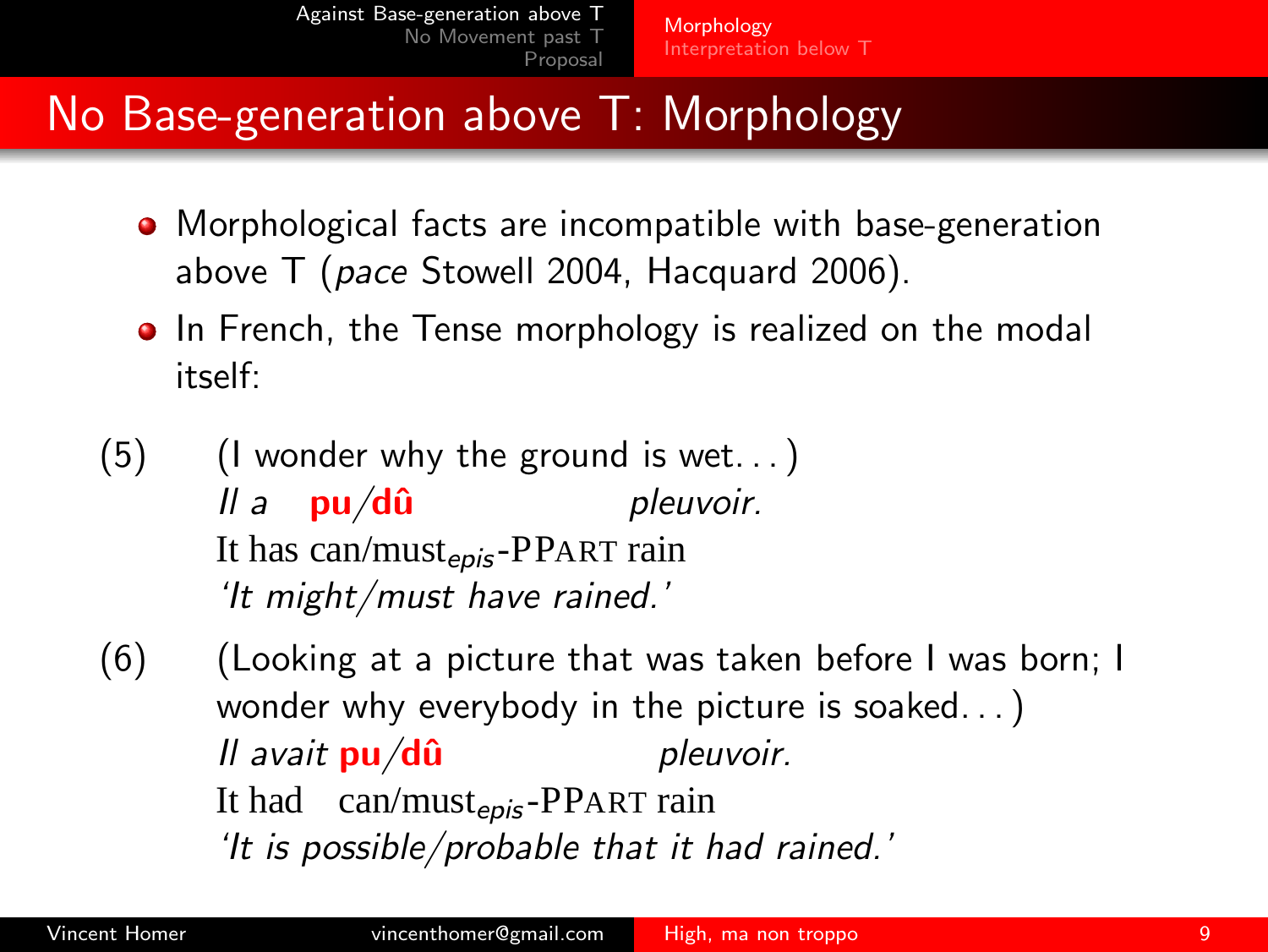# No Base-generation above T: Morphology

- Morphological facts are incompatible with base-generation above T (*pace* Stowell 2004, Hacquard 2006).
- In French, the Tense morphology is realized on the modal itself:

(5) (I wonder why the ground is wet...)
*Il a* **pu**/**dû** *pleuvoir.*
It has can/must$_{epis}$-PPART rain
*'It might/must have rained.'*

(6) (Looking at a picture that was taken before I was born; I wonder why everybody in the picture is soaked...)
*Il avait* **pu**/**dû** *pleuvoir.*
It had can/must$_{epis}$-PPART rain
*'It is possible/probable that it had rained.'*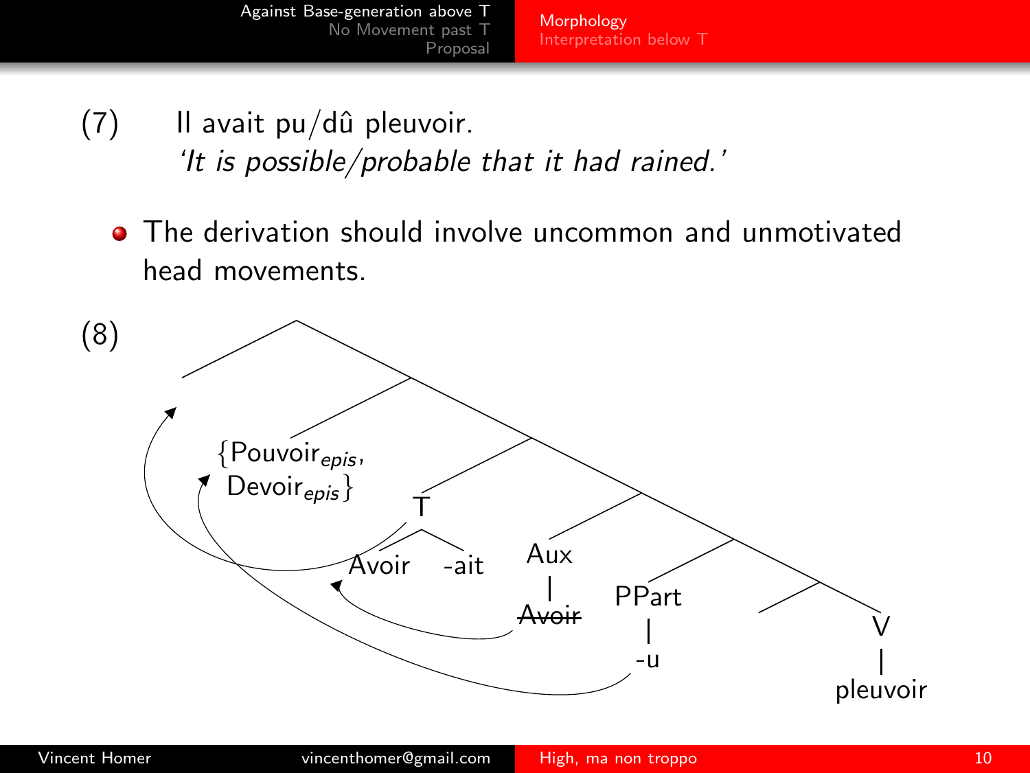(7) Il avait pu/dû pleuvoir.
*'It is possible/probable that it had rained.'*

- The derivation should involve uncommon and unmotivated head movements.

(8)

{Pouvoir$_{epis}$, Devoir$_{epis}$}

T: Avoir -ait

Aux: ~~Avoir~~

PPart: -u

V: pleuvoir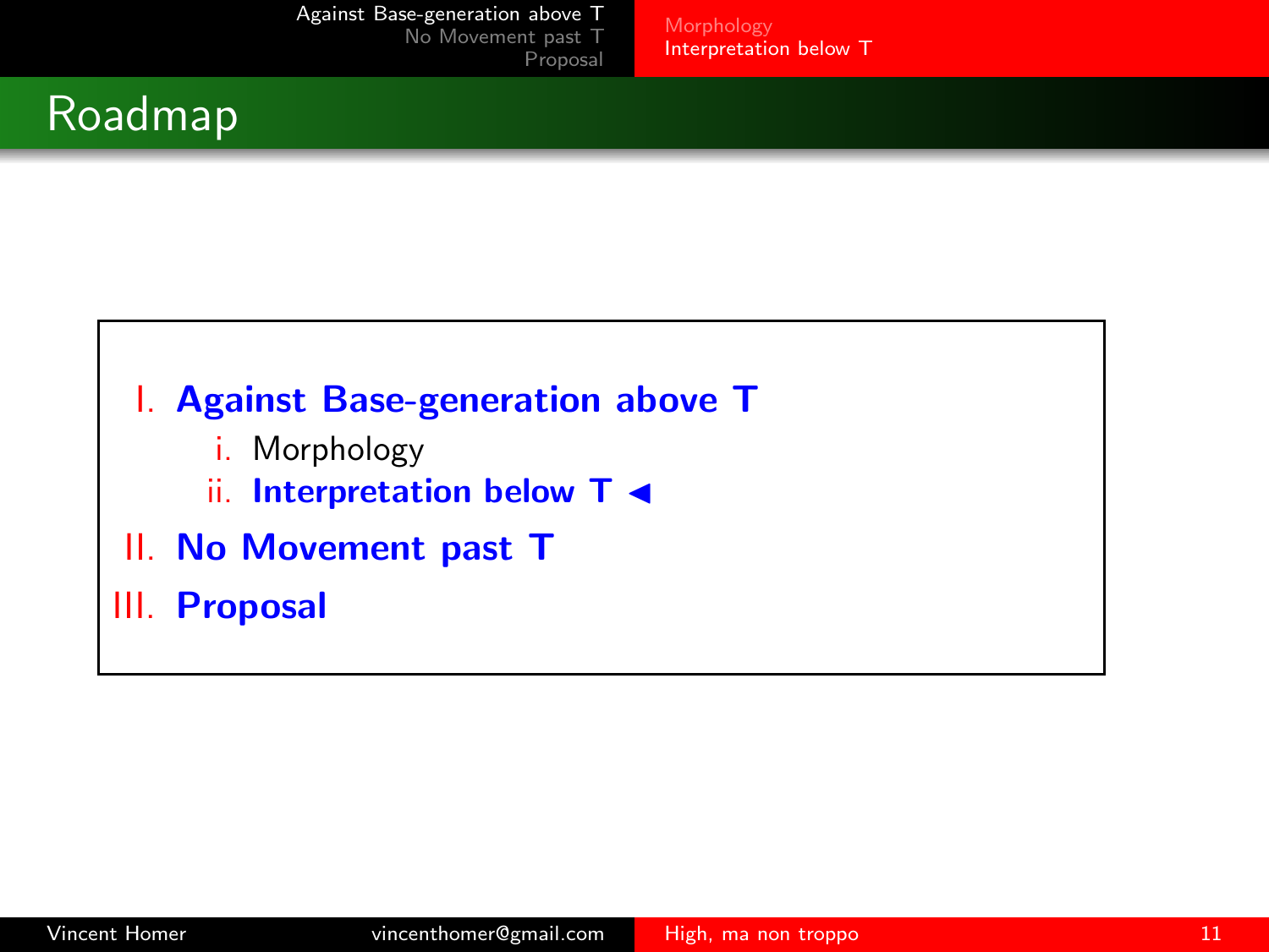# Roadmap

I. **Against Base-generation above T**
   - i. Morphology
   - ii. **Interpretation below T** ◂

II. **No Movement past T**

III. **Proposal**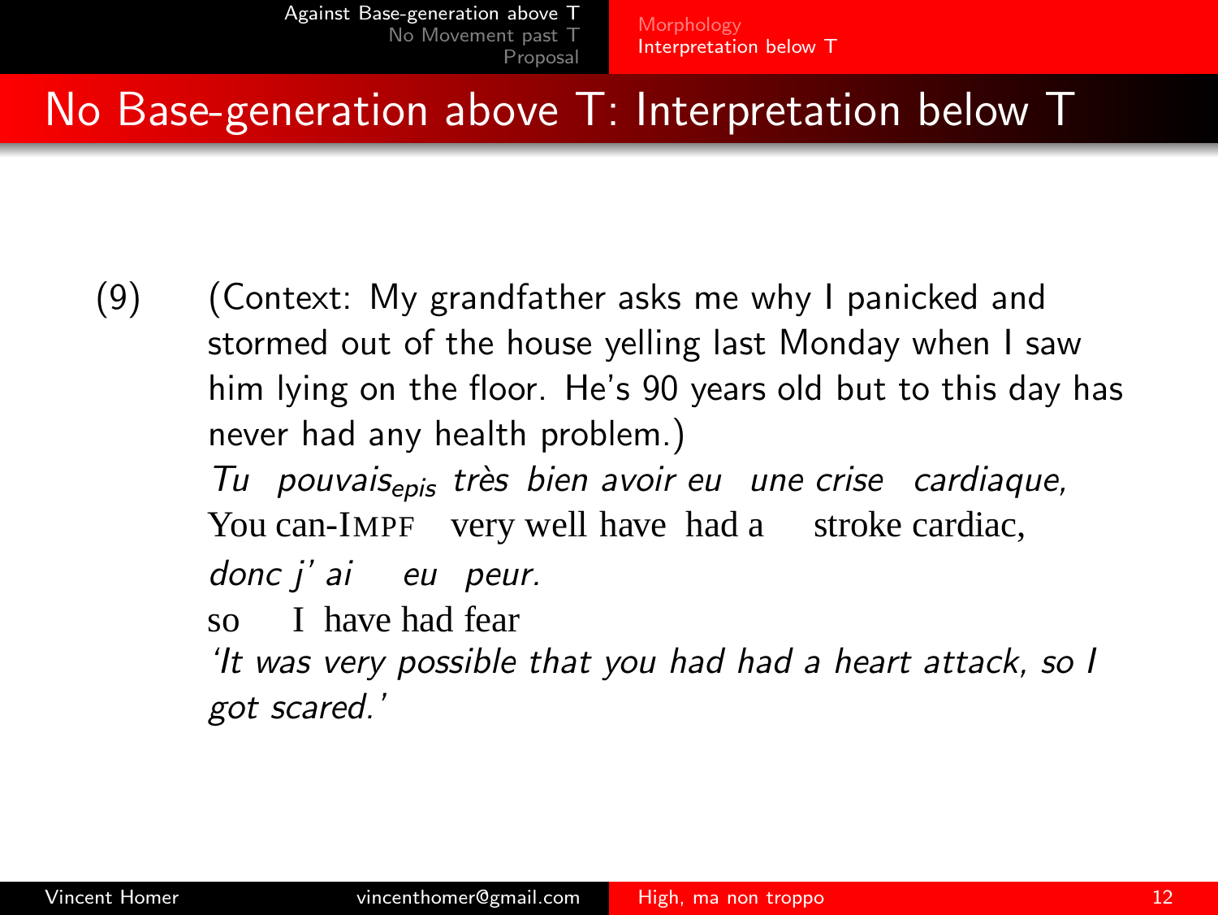# No Base-generation above T: Interpretation below T

(9) (Context: My grandfather asks me why I panicked and stormed out of the house yelling last Monday when I saw him lying on the floor. He's 90 years old but to this day has never had any health problem.)

*Tu pouvais$_{epis}$ très bien avoir eu une crise cardiaque,*
You can-IMPF very well have had a stroke cardiac,

*donc j' ai eu peur.*
so I have had fear

*'It was very possible that you had had a heart attack, so I got scared.'*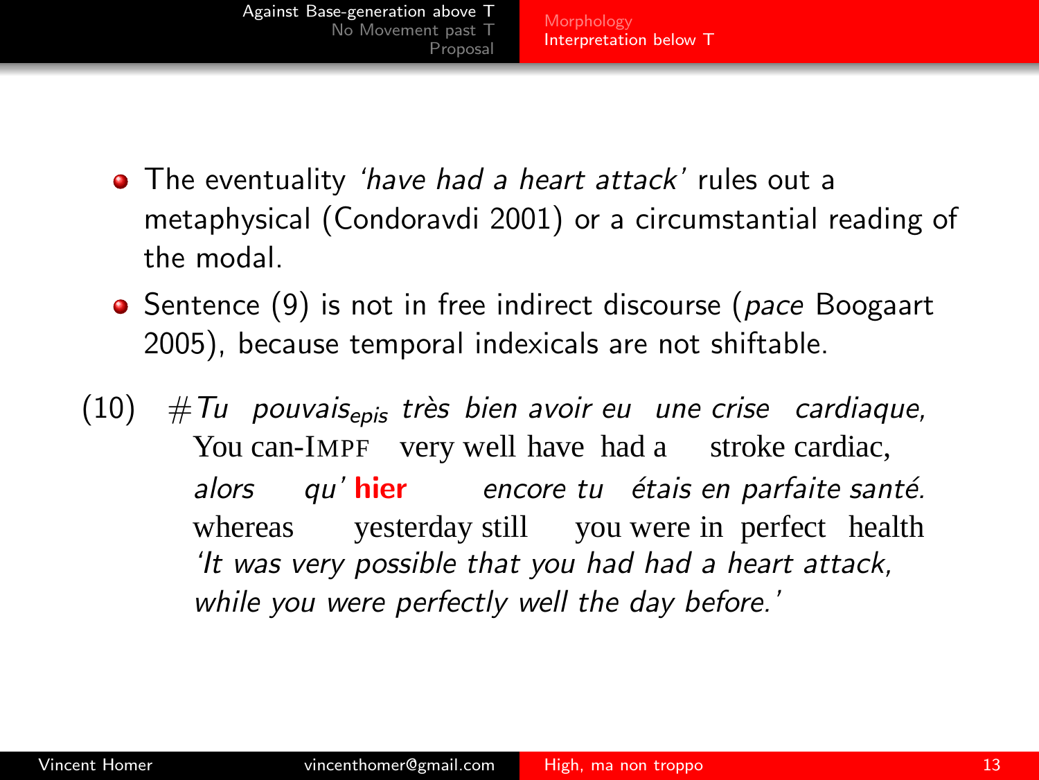- The eventuality *'have had a heart attack'* rules out a metaphysical (Condoravdi 2001) or a circumstantial reading of the modal.
- Sentence (9) is not in free indirect discourse (*pace* Boogaart 2005), because temporal indexicals are not shiftable.

(10) #*Tu pouvais$_{epis}$ très bien avoir eu une crise cardiaque,*
You can-IMPF very well have had a stroke cardiac,
*alors qu'* **hier** *encore tu étais en parfaite santé.*
whereas yesterday still you were in perfect health
*'It was very possible that you had had a heart attack, while you were perfectly well the day before.'*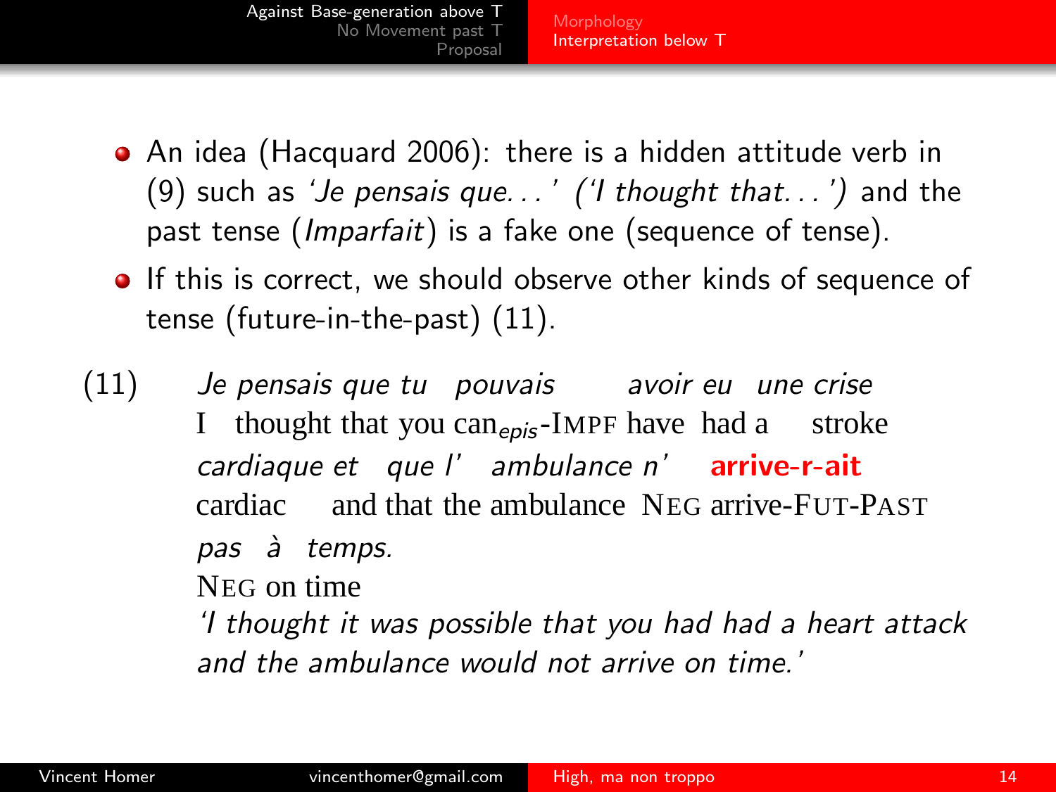- An idea (Hacquard 2006): there is a hidden attitude verb in (9) such as *'Je pensais que...' ('I thought that...')* and the past tense (*Imparfait*) is a fake one (sequence of tense).
- If this is correct, we should observe other kinds of sequence of tense (future-in-the-past) (11).

(11) *Je pensais que tu pouvais avoir eu une crise*
I thought that you can$_{epis}$-IMPF have had a stroke
*cardiaque et que l' ambulance n'* **arrive-r-ait**
cardiac and that the ambulance NEG arrive-FUT-PAST
*pas à temps.*
NEG on time
*'I thought it was possible that you had had a heart attack and the ambulance would not arrive on time.'*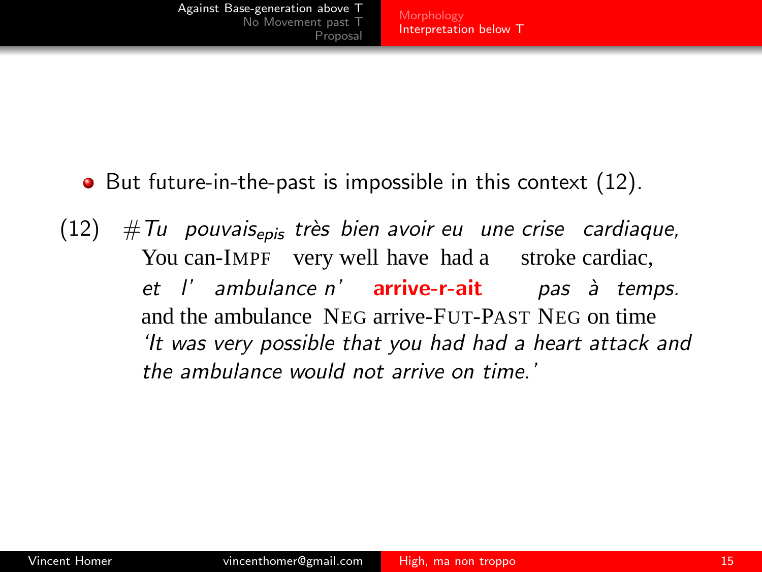- But future-in-the-past is impossible in this context (12).

(12) # *Tu pouvais$_{epis}$ très bien avoir eu une crise cardiaque,*
You can-IMPF very well have had a stroke cardiac,
*et l' ambulance n'* **arrive-r-ait** *pas à temps.*
and the ambulance NEG arrive-FUT-PAST NEG on time
*'It was very possible that you had had a heart attack and the ambulance would not arrive on time.'*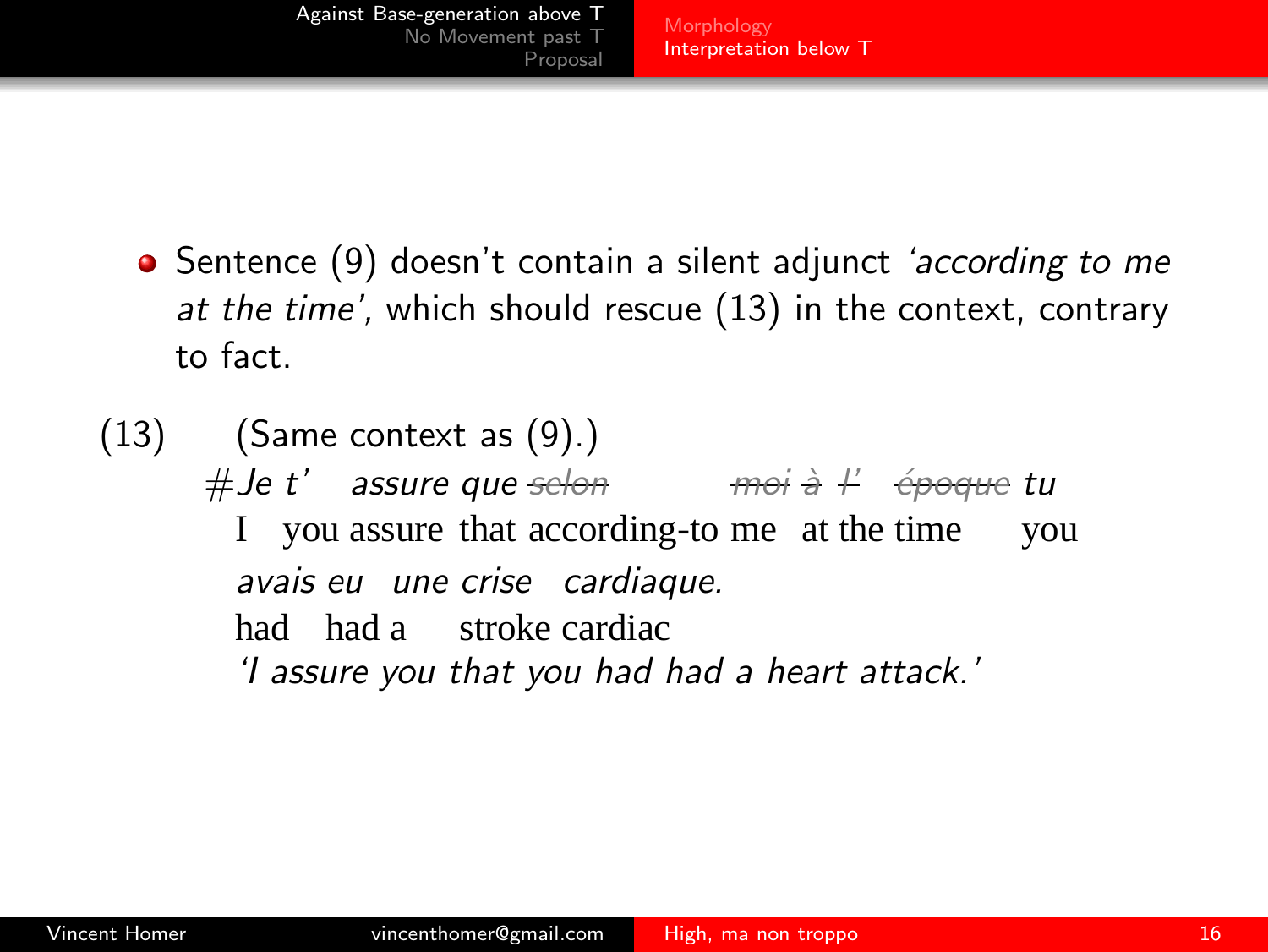- Sentence (9) doesn't contain a silent adjunct *'according to me at the time'*, which should rescue (13) in the context, contrary to fact.

(13) (Same context as (9).)
#*Je t' assure que* ~~*selon*~~ ~~*moi à l' époque*~~ *tu*
I you assure that according-to me at the time you
*avais eu une crise cardiaque.*
had had a stroke cardiac
*'I assure you that you had had a heart attack.'*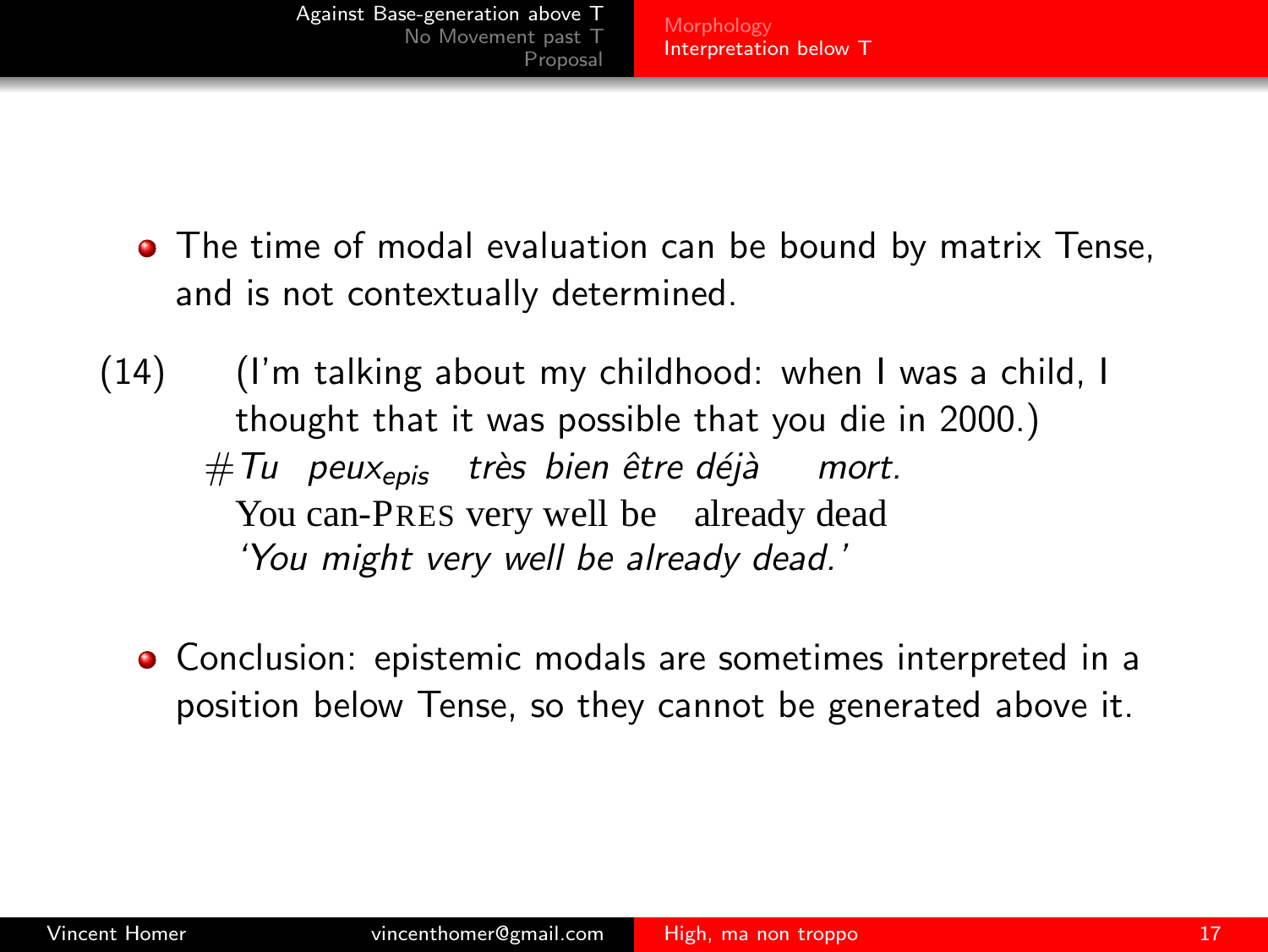- The time of modal evaluation can be bound by matrix Tense, and is not contextually determined.

(14) (I'm talking about my childhood: when I was a child, I thought that it was possible that you die in 2000.)
#*Tu peux$_{epis}$ très bien être déjà mort.*
You can-PRES very well be already dead
*'You might very well be already dead.'*

- Conclusion: epistemic modals are sometimes interpreted in a position below Tense, so they cannot be generated above it.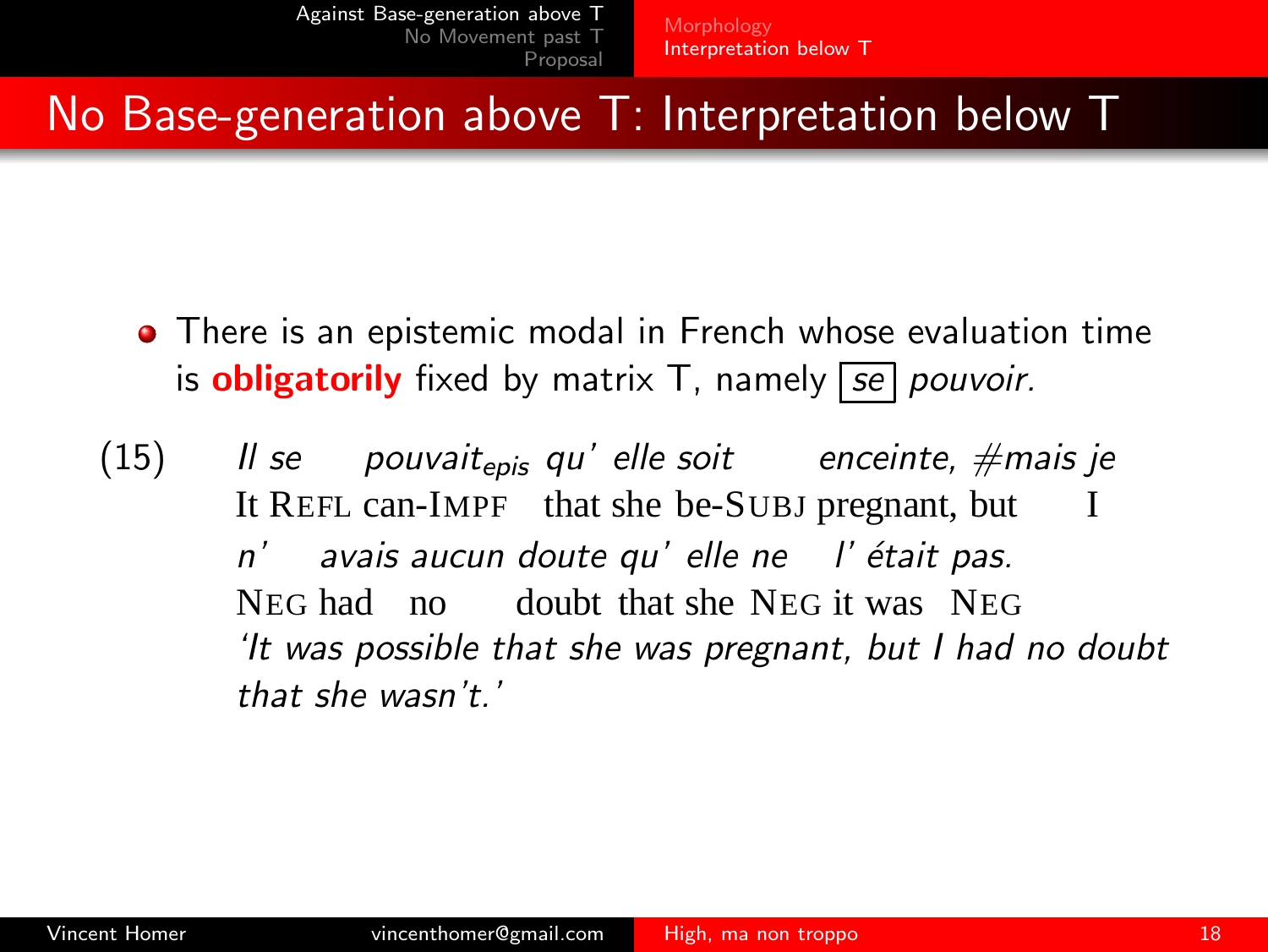# No Base-generation above T: Interpretation below T

- There is an epistemic modal in French whose evaluation time is **obligatorily** fixed by matrix T, namely [*se*] *pouvoir.*

(15) *Il se pouvait$_{epis}$ qu' elle soit enceinte, #mais je n' avais aucun doute qu' elle ne l' était pas.*
It REFL can-IMPF that she be-SUBJ pregnant, but I NEG had no doubt that she NEG it was NEG
*'It was possible that she was pregnant, but I had no doubt that she wasn't.'*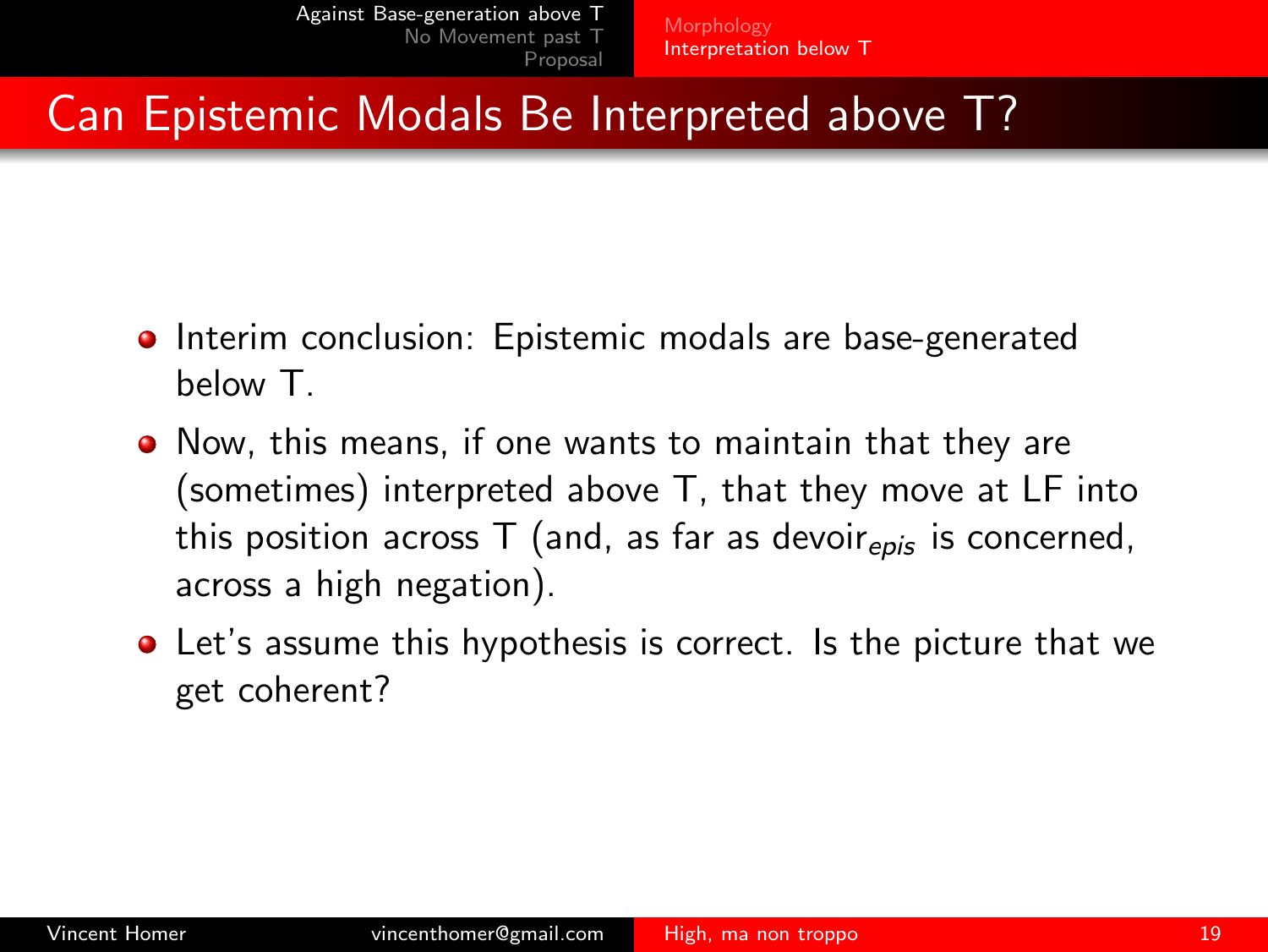# Can Epistemic Modals Be Interpreted above T?

- Interim conclusion: Epistemic modals are base-generated below T.
- Now, this means, if one wants to maintain that they are (sometimes) interpreted above T, that they move at LF into this position across T (and, as far as devoir$_{epis}$ is concerned, across a high negation).
- Let's assume this hypothesis is correct. Is the picture that we get coherent?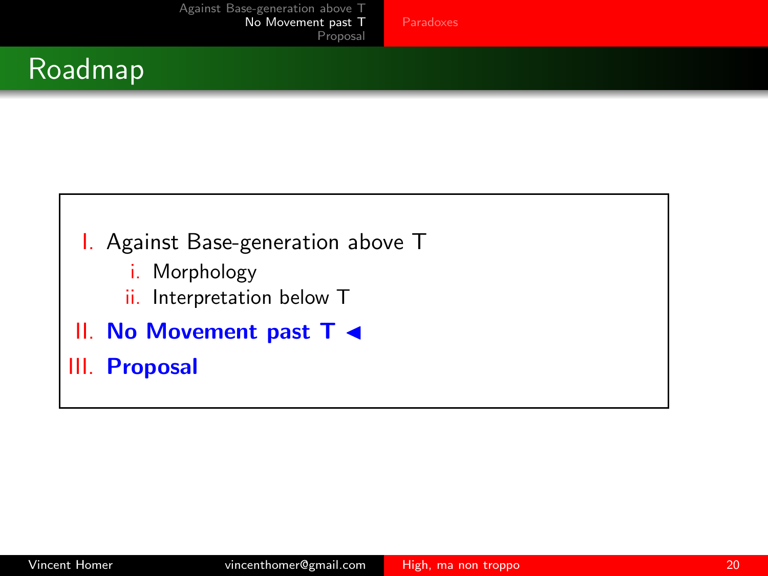# Roadmap

I. Against Base-generation above T
   i. Morphology
   ii. Interpretation below T

II. **No Movement past T ◄**

III. **Proposal**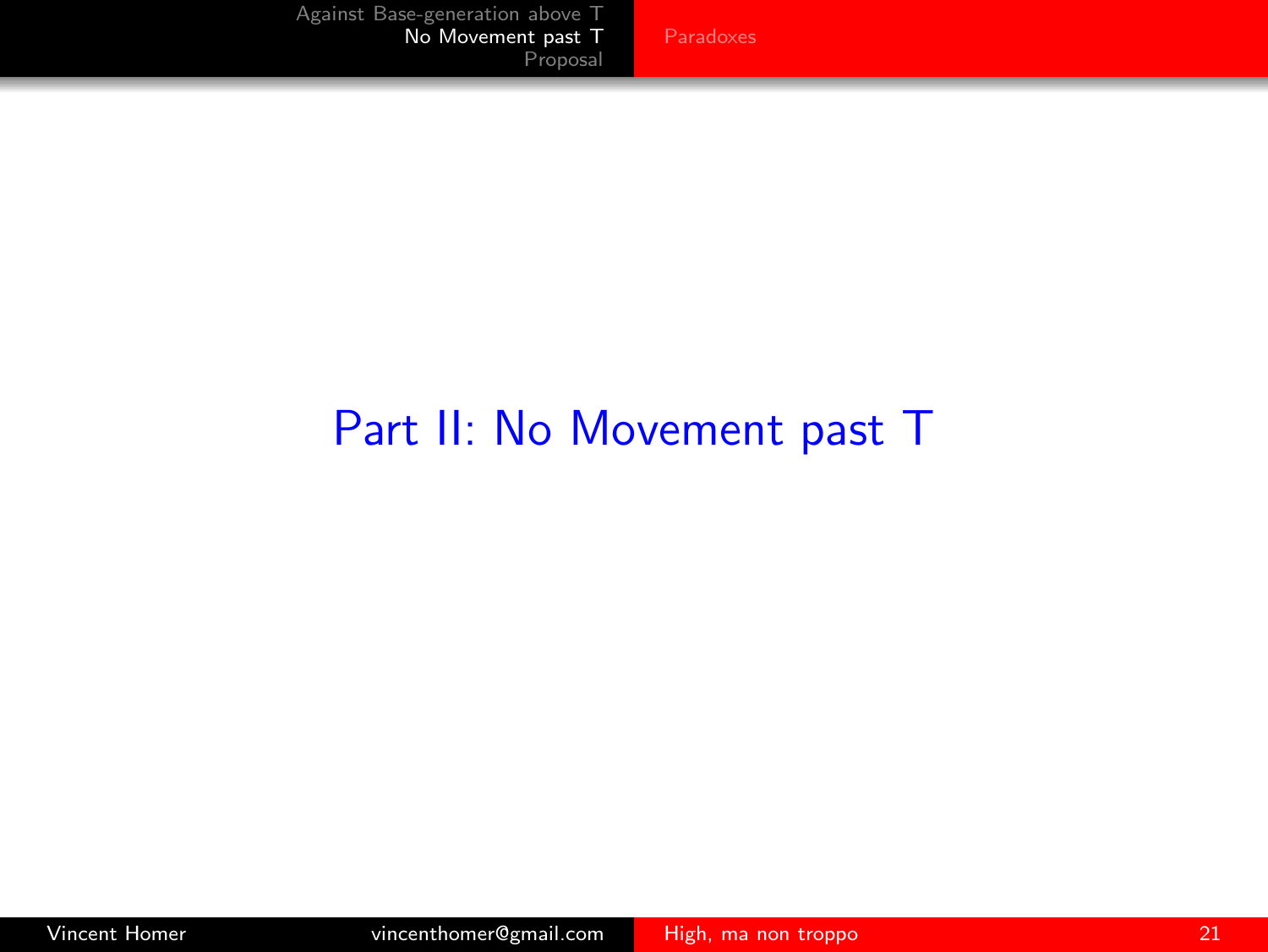# Part II: No Movement past T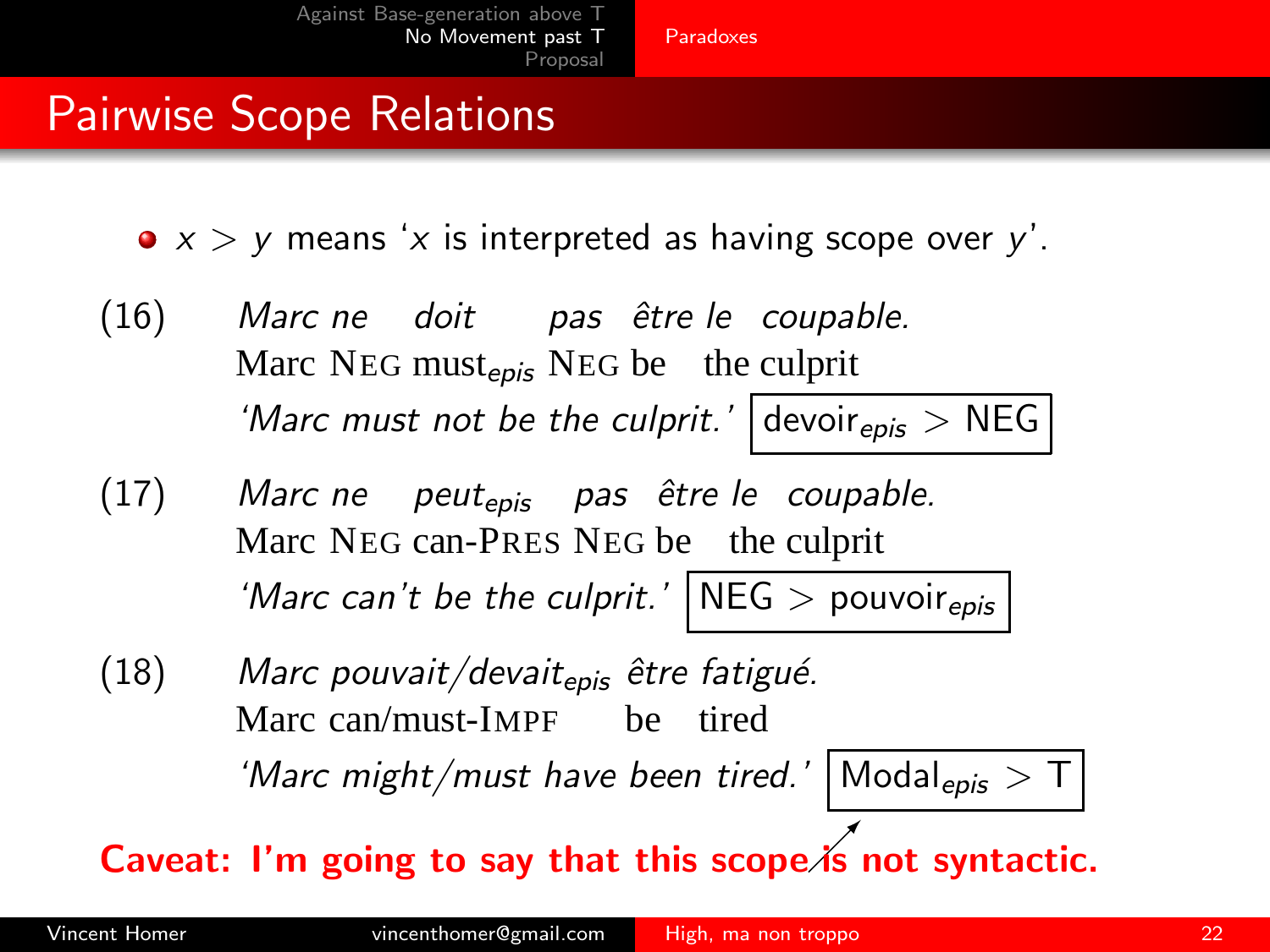## Pairwise Scope Relations

- $x > y$ means '$x$ is interpreted as having scope over $y$'.

(16) *Marc ne doit pas être le coupable.*
Marc NEG must$_{epis}$ NEG be the culprit
*'Marc must not be the culprit.'* devoir$_{epis}$ > NEG

(17) *Marc ne peut$_{epis}$ pas être le coupable.*
Marc NEG can-PRES NEG be the culprit
*'Marc can't be the culprit.'* NEG > pouvoir$_{epis}$

(18) *Marc pouvait/devait$_{epis}$ être fatigué.*
Marc can/must-IMPF be tired
*'Marc might/must have been tired.'* Modal$_{epis}$ > T

**Caveat: I'm going to say that this scope is not syntactic.**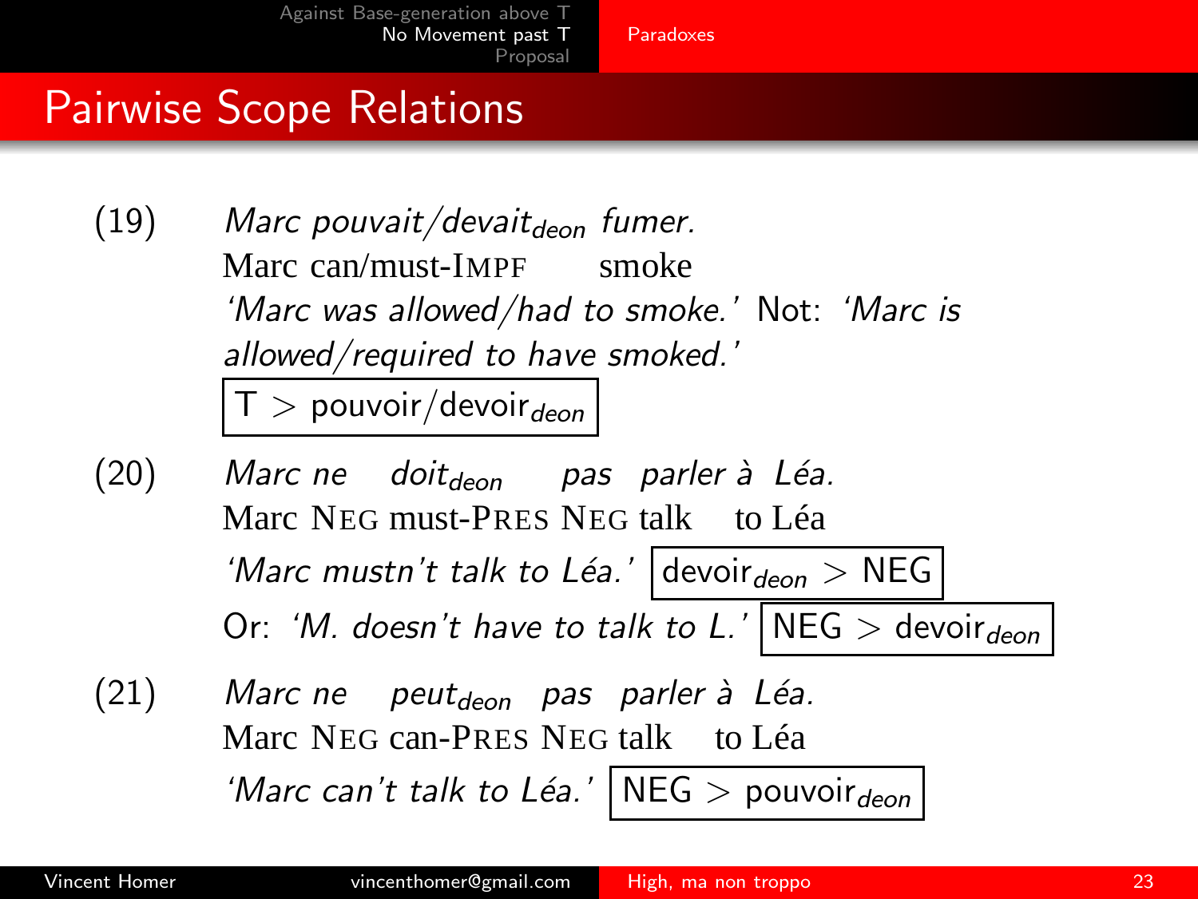# Pairwise Scope Relations

(19) *Marc pouvait/devait$_{deon}$ fumer.*
Marc can/must-IMPF smoke
*'Marc was allowed/had to smoke.'* Not: *'Marc is allowed/required to have smoked.'*
T > pouvoir/devoir$_{deon}$

(20) *Marc ne doit$_{deon}$ pas parler à Léa.*
Marc NEG must-PRES NEG talk to Léa
*'Marc mustn't talk to Léa.'* devoir$_{deon}$ > NEG
Or: *'M. doesn't have to talk to L.'* NEG > devoir$_{deon}$

(21) *Marc ne peut$_{deon}$ pas parler à Léa.*
Marc NEG can-PRES NEG talk to Léa
*'Marc can't talk to Léa.'* NEG > pouvoir$_{deon}$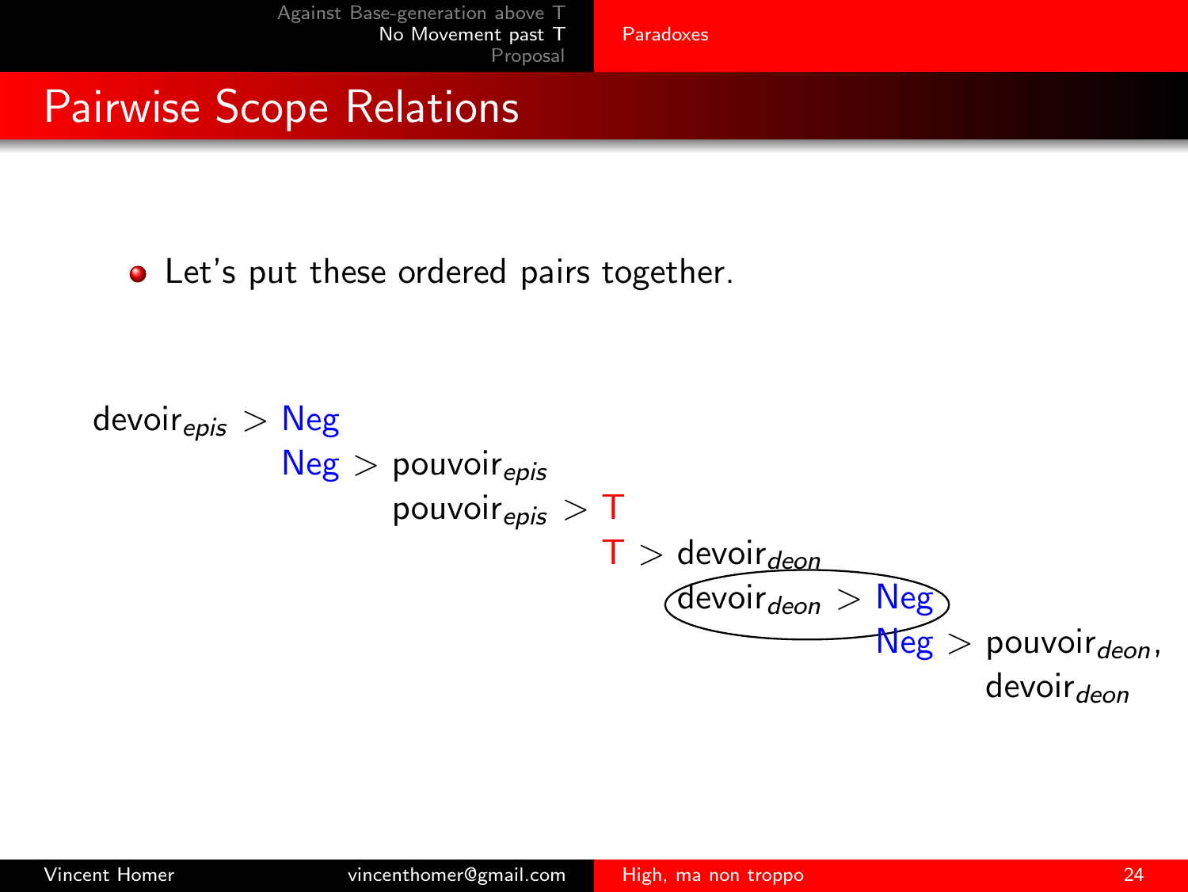## Pairwise Scope Relations

- Let's put these ordered pairs together.

$\text{devoir}_{epis} > \text{Neg}$

$\text{Neg} > \text{pouvoir}_{epis}$

$\text{pouvoir}_{epis} > \text{T}$

$\text{T} > \text{devoir}_{deon}$

$\text{devoir}_{deon} > \text{Neg}$

$\text{Neg} > \text{pouvoir}_{deon}, \text{devoir}_{deon}$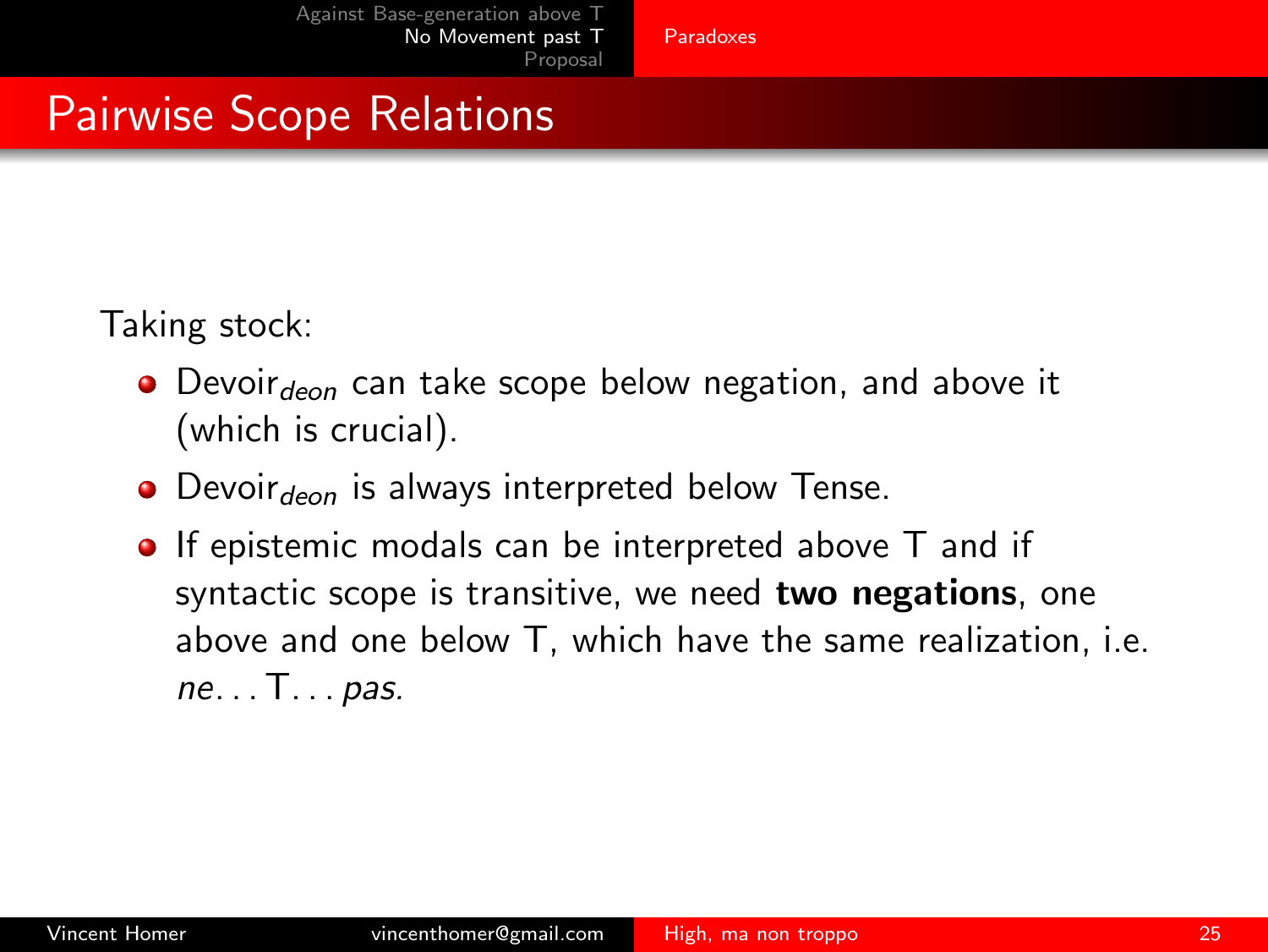# Pairwise Scope Relations

Taking stock:

- Devoir$_{deon}$ can take scope below negation, and above it (which is crucial).
- Devoir$_{deon}$ is always interpreted below Tense.
- If epistemic modals can be interpreted above T and if syntactic scope is transitive, we need **two negations**, one above and one below T, which have the same realization, i.e. *ne*. . . T. . . *pas*.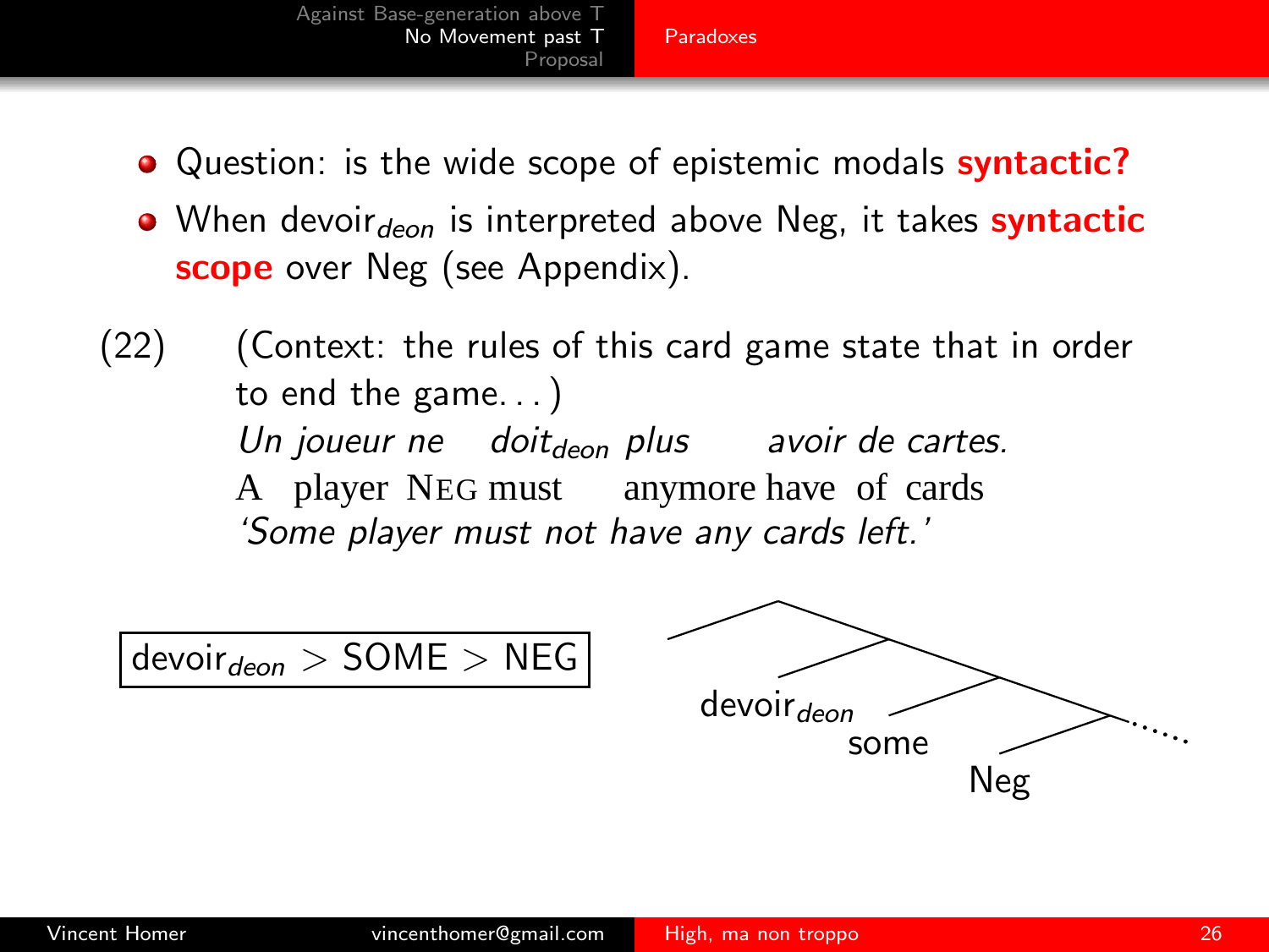- Question: is the wide scope of epistemic modals **syntactic?**
- When devoir$_{deon}$ is interpreted above Neg, it takes **syntactic scope** over Neg (see Appendix).

(22) (Context: the rules of this card game state that in order to end the game. . . )
*Un joueur ne doit$_{deon}$ plus avoir de cartes.*
A player NEG must anymore have of cards
*'Some player must not have any cards left.'*

devoir$_{deon}$ > SOME > NEG

[devoir$_{deon}$ [some [Neg .....]]]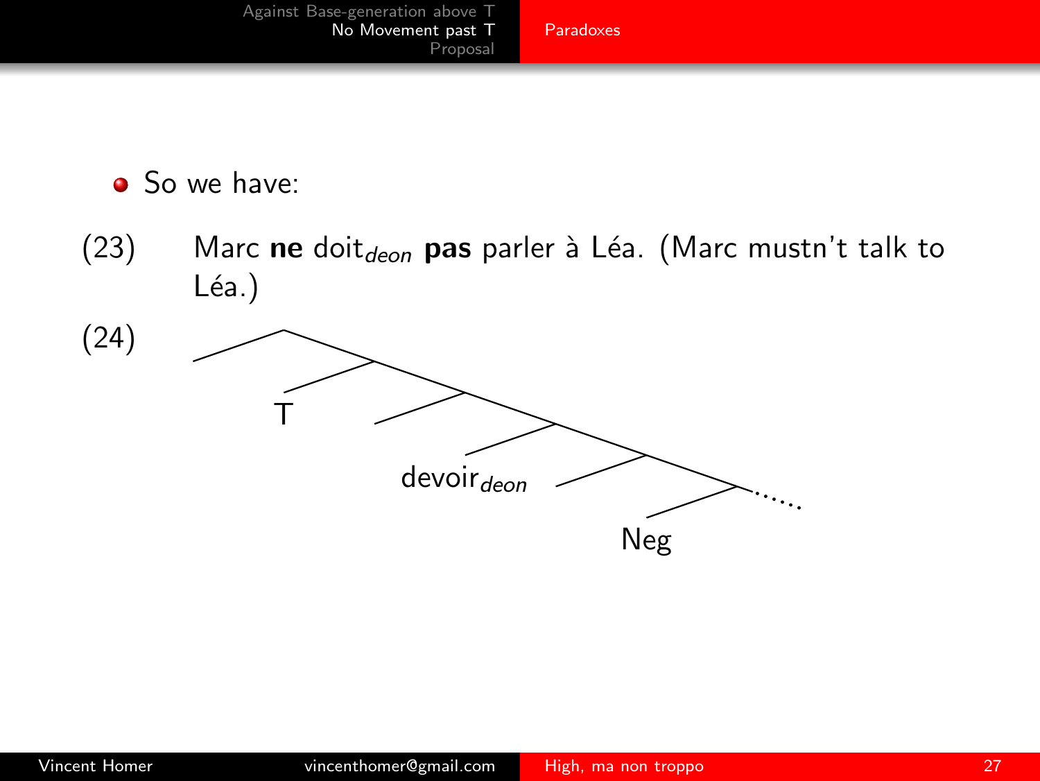- So we have:

(23) Marc **ne** doit$_{deon}$ **pas** parler à Léa. (Marc mustn't talk to Léa.)

(24)

```
    /\
      \
      /\
     T  \
        /\
          \
          /\
  devoir_deon \
              /\
                \
                /\
             Neg  ......
```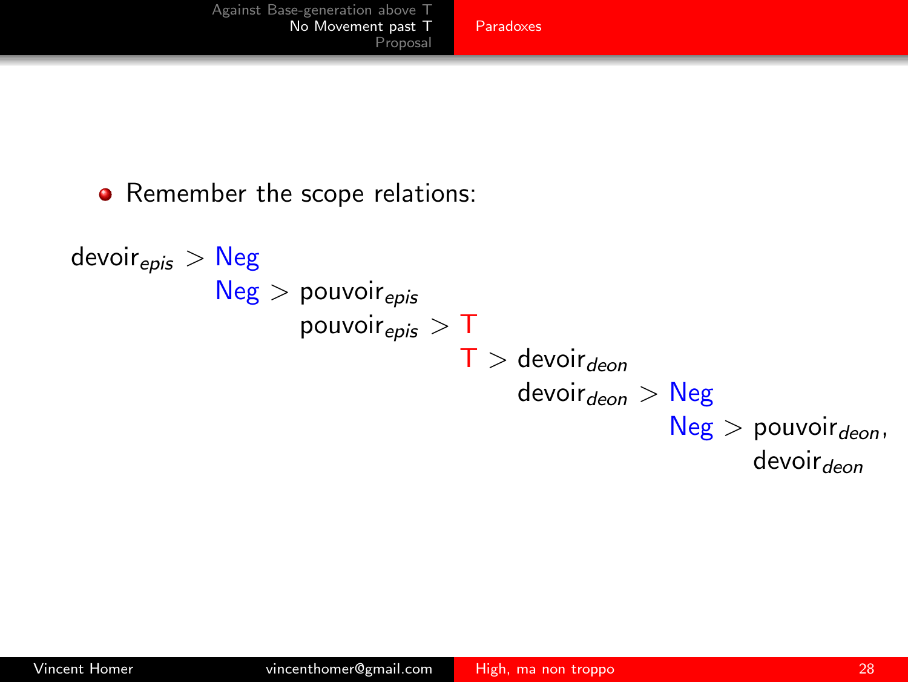- Remember the scope relations:

$$
\begin{array}{llllll}
\text{devoir}_{epis} > \text{Neg} & & & & & \\
& \text{Neg} > \text{pouvoir}_{epis} & & & & \\
& & \text{pouvoir}_{epis} > \text{T} & & & \\
& & & \text{T} > \text{devoir}_{deon} & & \\
& & & & \text{devoir}_{deon} > \text{Neg} & \\
& & & & & \text{Neg} > \text{pouvoir}_{deon}, \\
& & & & & \qquad\;\; \text{devoir}_{deon}
\end{array}
$$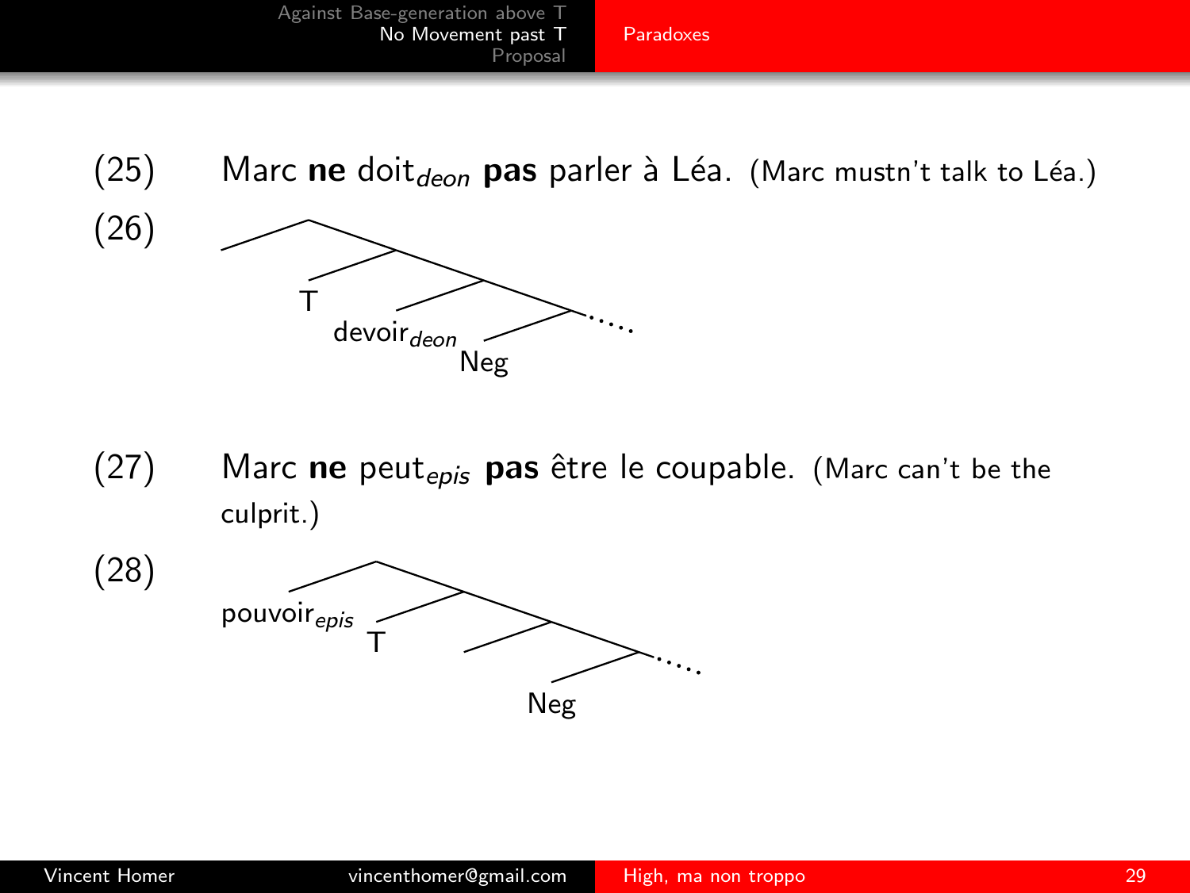(25) Marc **ne** doit$_{deon}$ **pas** parler à Léa. (Marc mustn't talk to Léa.)

(26) [T [devoir$_{deon}$ [Neg ....]]]

(27) Marc **ne** peut$_{epis}$ **pas** être le coupable. (Marc can't be the culprit.)

(28) [pouvoir$_{epis}$ [T [ [Neg ....]]]]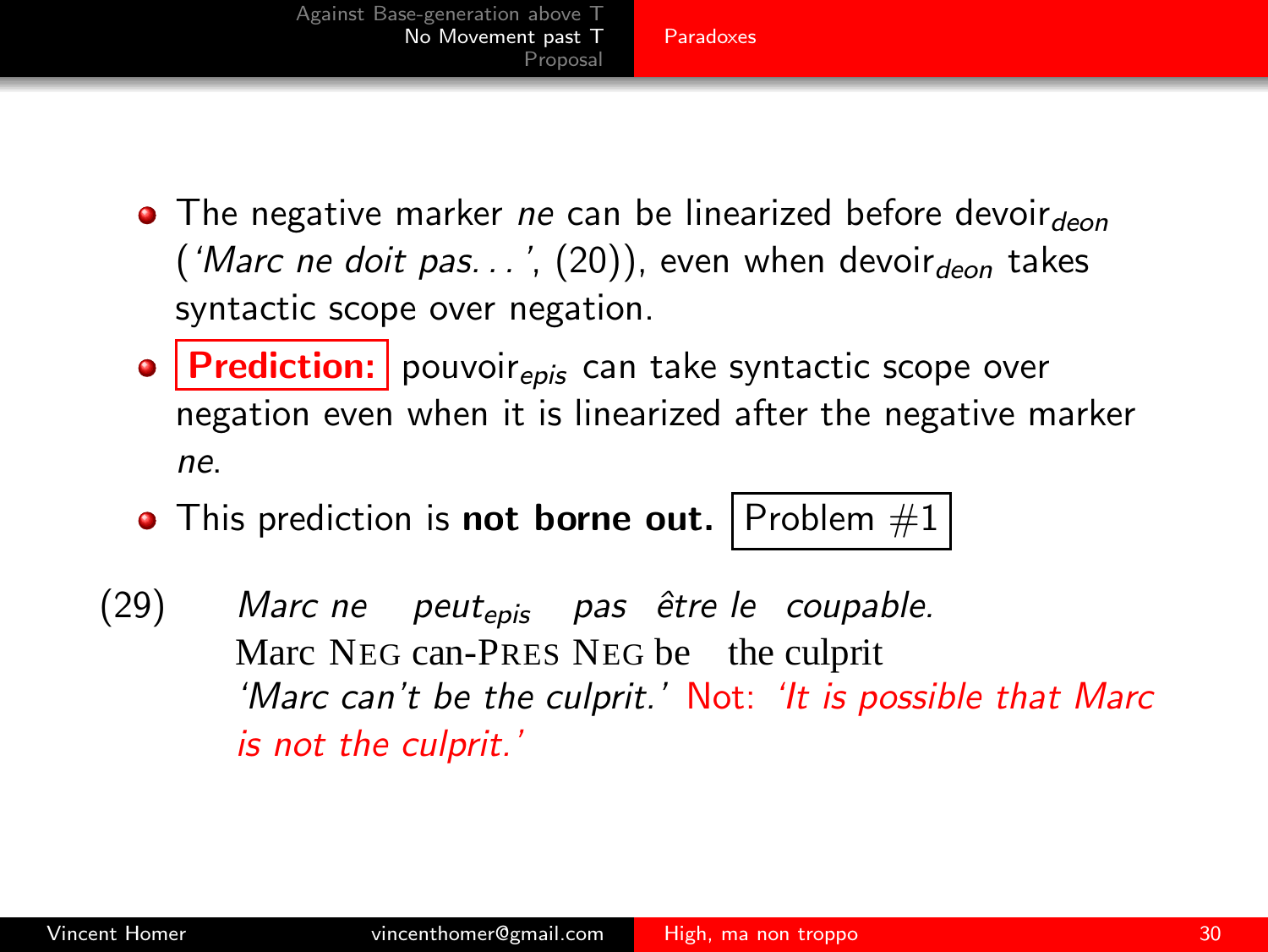- The negative marker *ne* can be linearized before devoir$_{deon}$ (*'Marc ne doit pas...'*, (20)), even when devoir$_{deon}$ takes syntactic scope over negation.
- **Prediction:** pouvoir$_{epis}$ can take syntactic scope over negation even when it is linearized after the negative marker *ne*.
- This prediction is **not borne out.** Problem #1

(29) *Marc ne peut$_{epis}$ pas être le coupable.*
Marc NEG can-PRES NEG be the culprit
*'Marc can't be the culprit.'* Not: *'It is possible that Marc is not the culprit.'*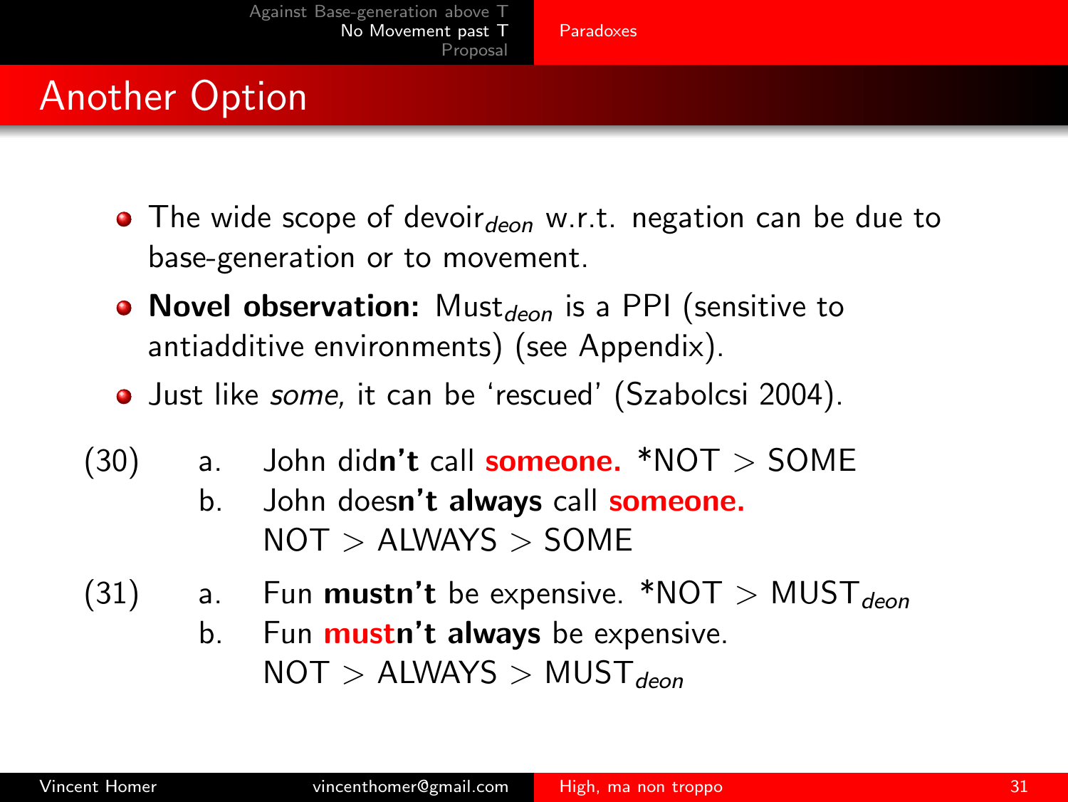## Another Option

- The wide scope of devoir$_{deon}$ w.r.t. negation can be due to base-generation or to movement.
- **Novel observation:** Must$_{deon}$ is a PPI (sensitive to antiadditive environments) (see Appendix).
- Just like *some*, it can be 'rescued' (Szabolcsi 2004).

(30) a. John did**n't** call **someone.** *NOT > SOME

b. John does**n't always** call **someone.**
NOT > ALWAYS > SOME

(31) a. Fun **mustn't** be expensive. *NOT > MUST$_{deon}$

b. Fun **mustn't always** be expensive.
NOT > ALWAYS > MUST$_{deon}$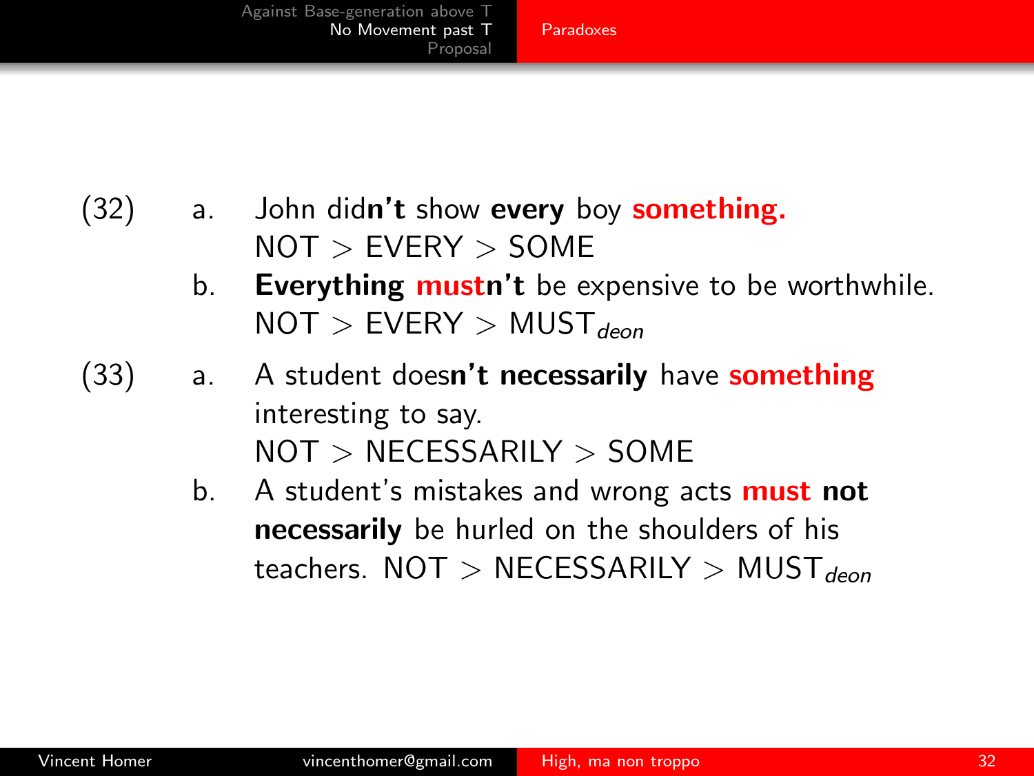(32) a. John did**n't** show **every** boy **something.**
NOT > EVERY > SOME

b. **Everything** **must**n't be expensive to be worthwhile.
NOT > EVERY > $\text{MUST}_{deon}$

(33) a. A student does**n't** **necessarily** have **something** interesting to say.
NOT > NECESSARILY > SOME

b. A student's mistakes and wrong acts **must** **not** **necessarily** be hurled on the shoulders of his teachers. NOT > NECESSARILY > $\text{MUST}_{deon}$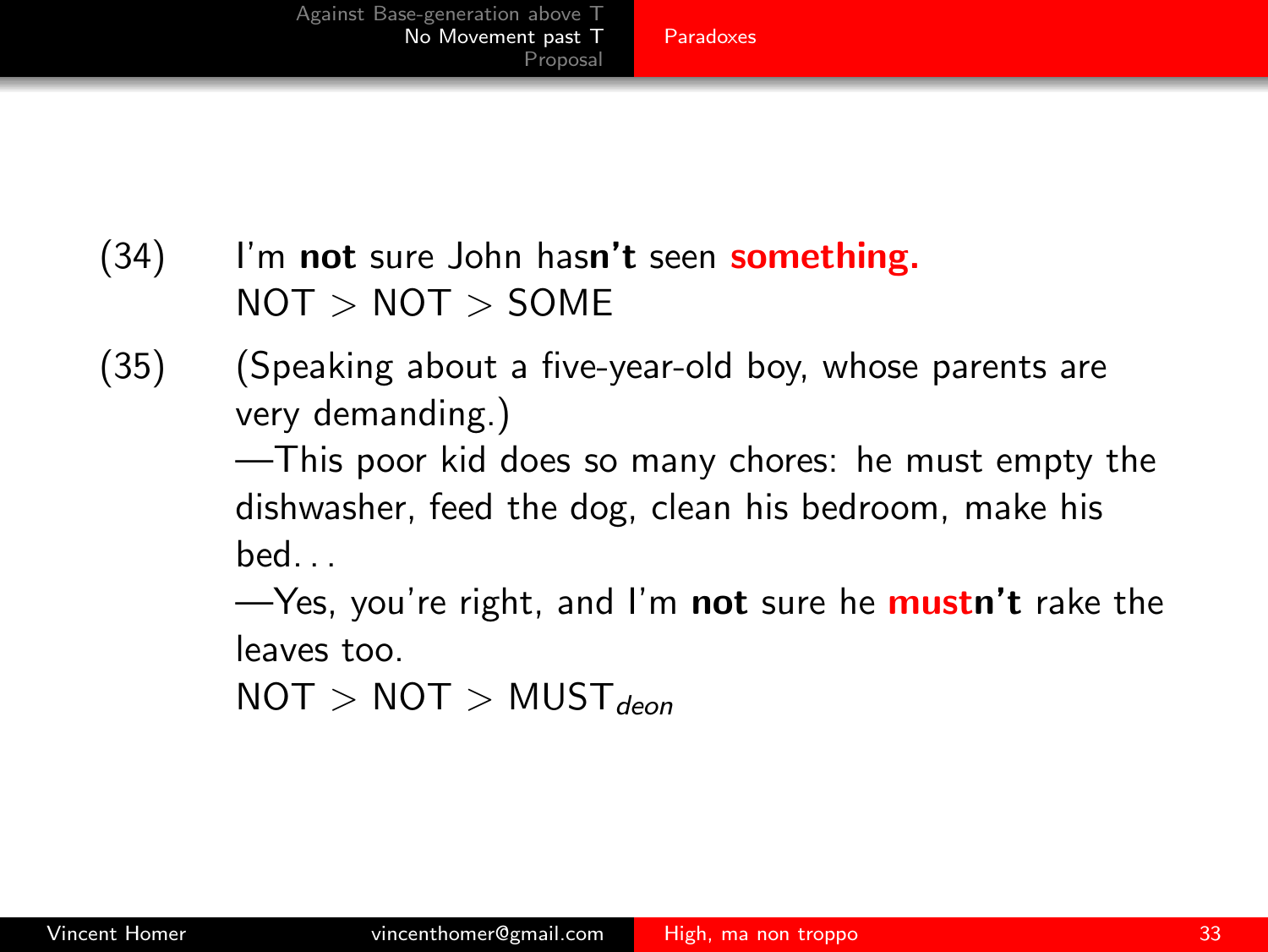(34) I'm **not** sure John has**n't** seen **something.**
NOT > NOT > SOME

(35) (Speaking about a five-year-old boy, whose parents are very demanding.)
—This poor kid does so many chores: he must empty the dishwasher, feed the dog, clean his bedroom, make his bed. . .
—Yes, you're right, and I'm **not** sure he **mustn't** rake the leaves too.
NOT > NOT > $\text{MUST}_{deon}$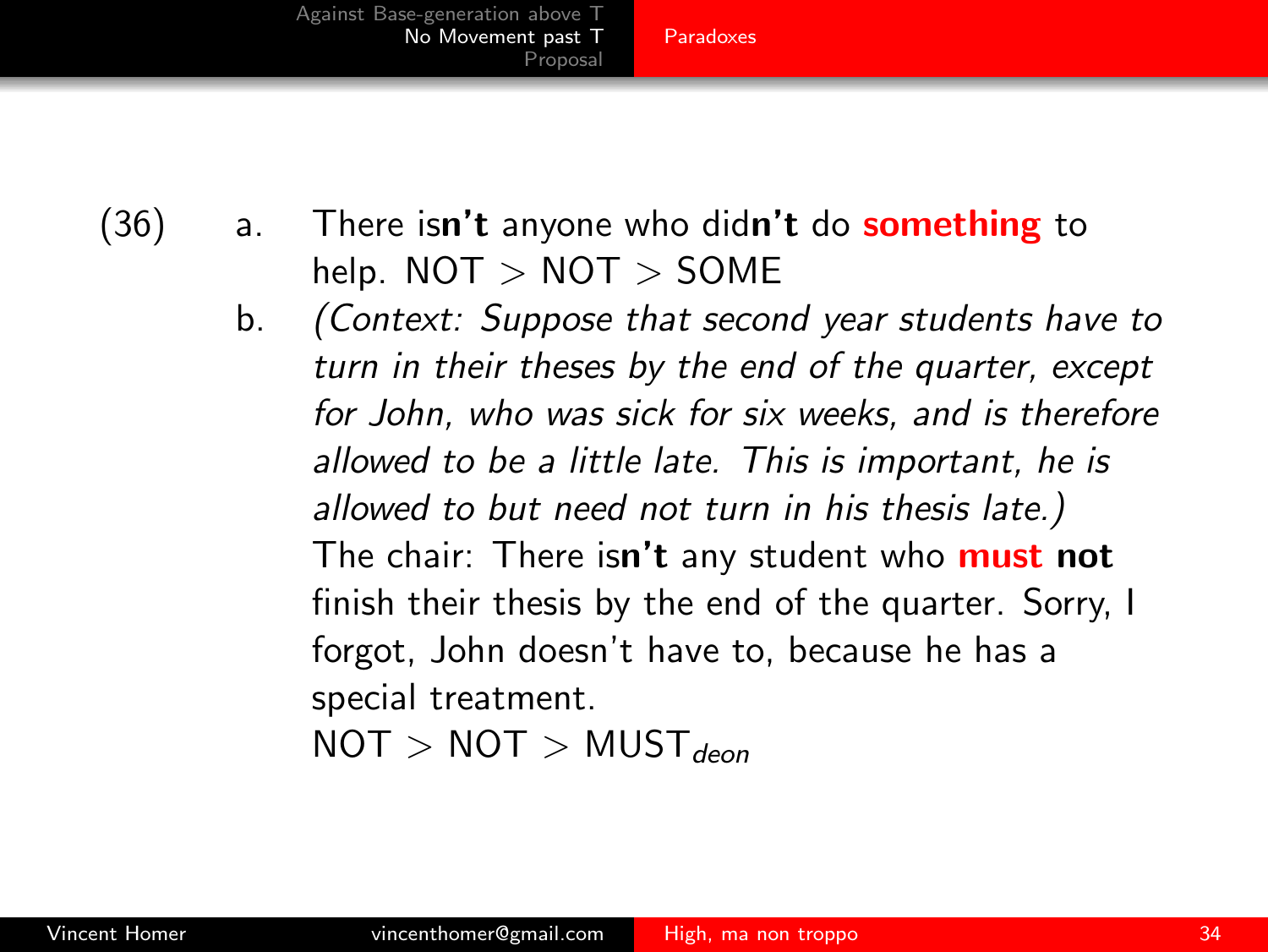(36)

a. There is**n't** anyone who did**n't** do **something** to help. NOT > NOT > SOME

b. *(Context: Suppose that second year students have to turn in their theses by the end of the quarter, except for John, who was sick for six weeks, and is therefore allowed to be a little late. This is important, he is allowed to but need not turn in his thesis late.)*
   The chair: There is**n't** any student who **must** **not** finish their thesis by the end of the quarter. Sorry, I forgot, John doesn't have to, because he has a special treatment.
   NOT > NOT > $\text{MUST}_{deon}$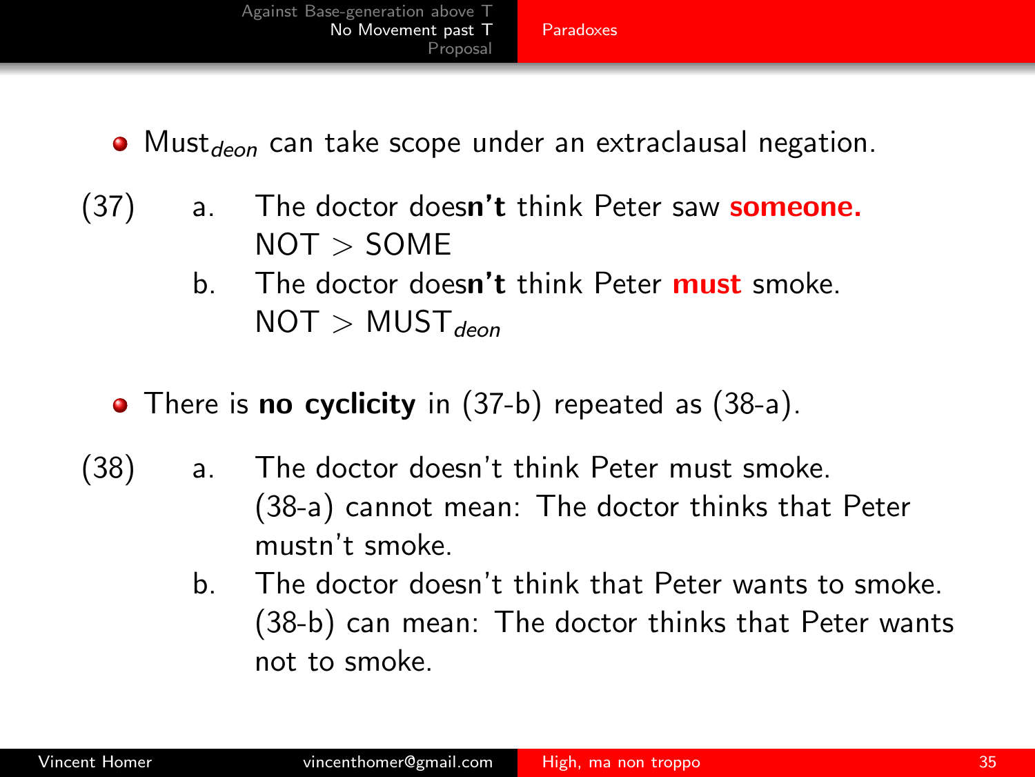- Must$_{deon}$ can take scope under an extraclausal negation.

(37)
a. The doctor doe**sn't** think Peter saw **someone.**
NOT > SOME
b. The doctor doe**sn't** think Peter **must** smoke.
NOT > MUST$_{deon}$

- There is **no cyclicity** in (37-b) repeated as (38-a).

(38)
a. The doctor doesn't think Peter must smoke.
(38-a) cannot mean: The doctor thinks that Peter mustn't smoke.
b. The doctor doesn't think that Peter wants to smoke.
(38-b) can mean: The doctor thinks that Peter wants not to smoke.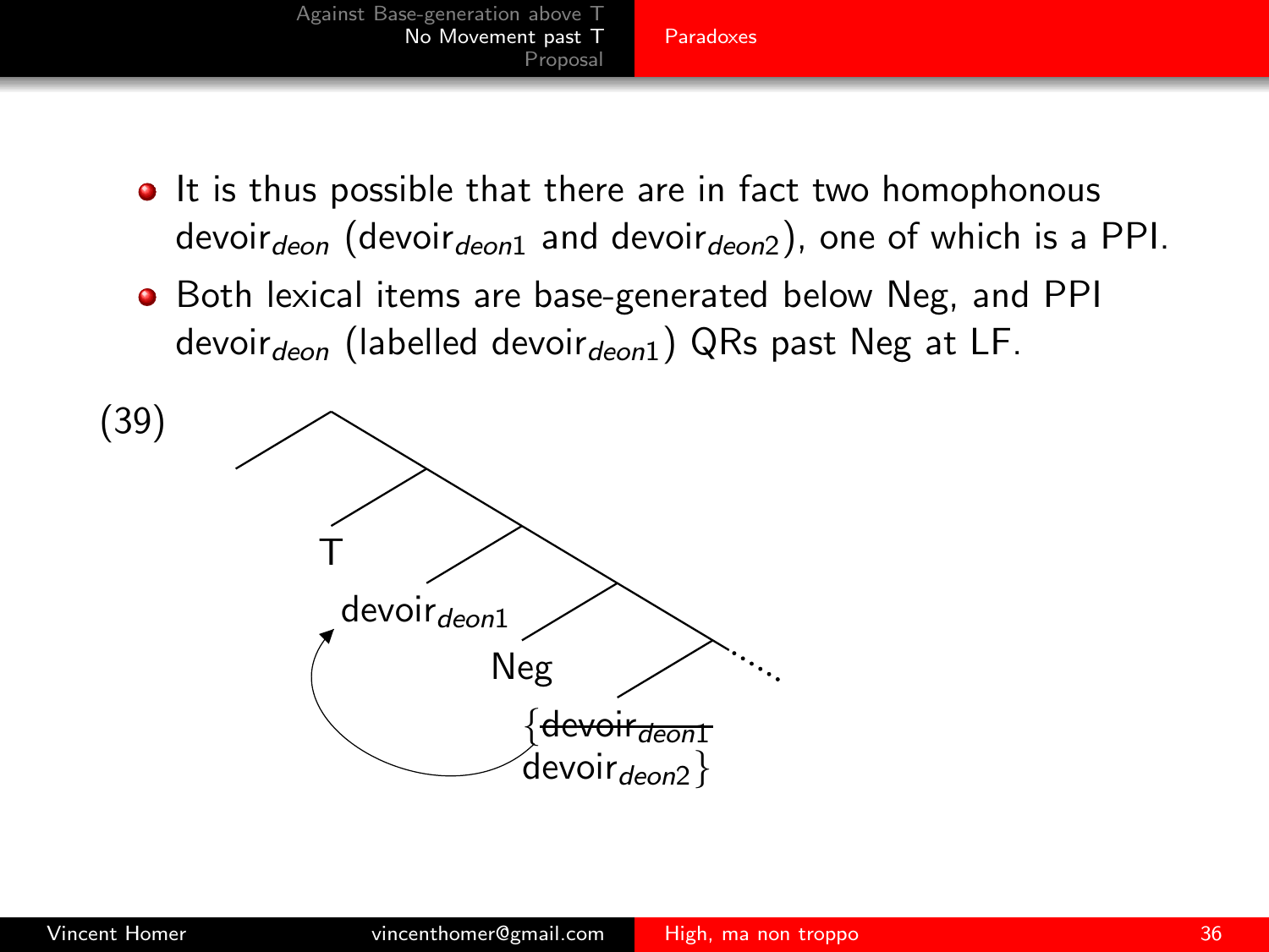- It is thus possible that there are in fact two homophonous devoir$_{deon}$ (devoir$_{deon1}$ and devoir$_{deon2}$), one of which is a PPI.
- Both lexical items are base-generated below Neg, and PPI devoir$_{deon}$ (labelled devoir$_{deon1}$) QRs past Neg at LF.

(39)

T

devoir$_{deon1}$

Neg

{~~devoir$_{deon1}$~~ devoir$_{deon2}$}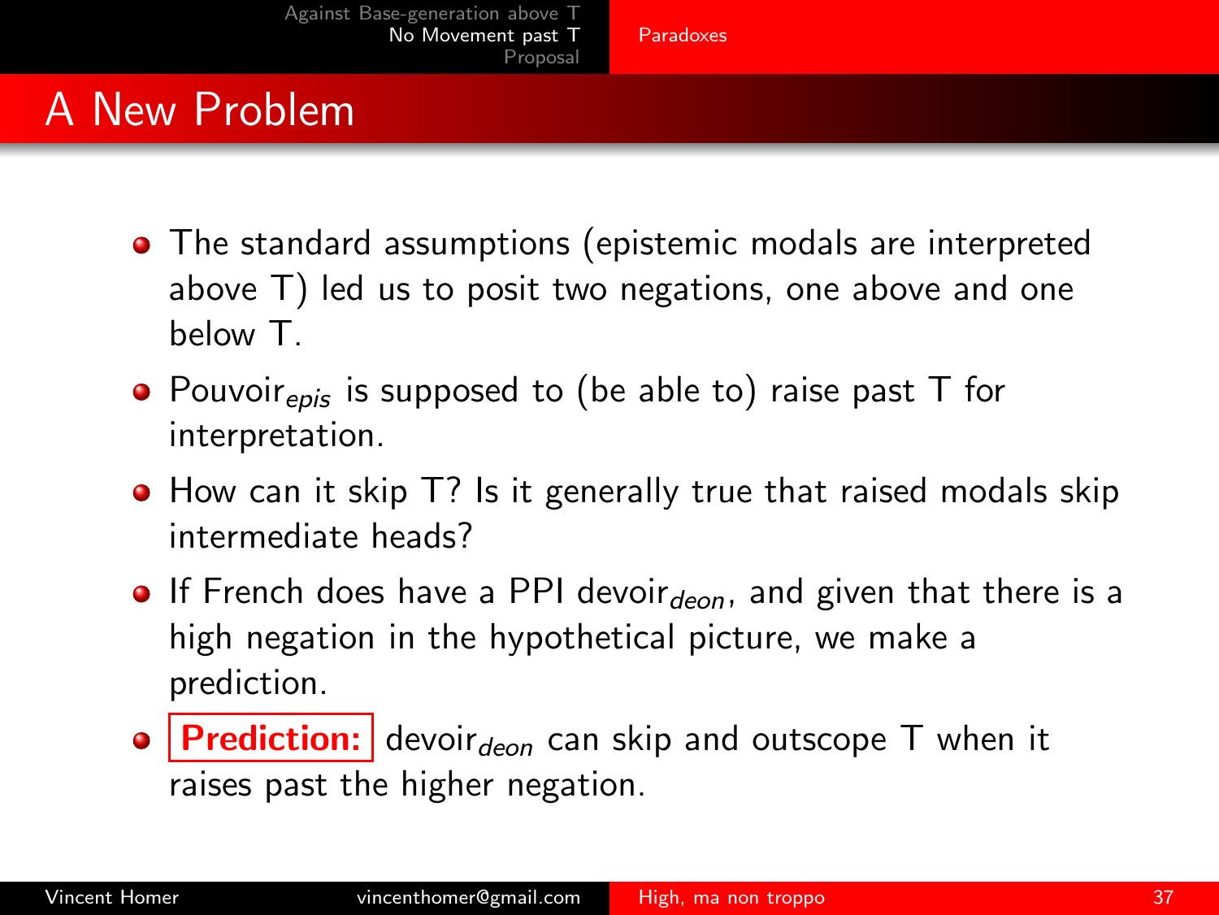# A New Problem

- The standard assumptions (epistemic modals are interpreted above T) led us to posit two negations, one above and one below T.
- Pouvoir$_{epis}$ is supposed to (be able to) raise past T for interpretation.
- How can it skip T? Is it generally true that raised modals skip intermediate heads?
- If French does have a PPI devoir$_{deon}$, and given that there is a high negation in the hypothetical picture, we make a prediction.
- **Prediction:** devoir$_{deon}$ can skip and outscope T when it raises past the higher negation.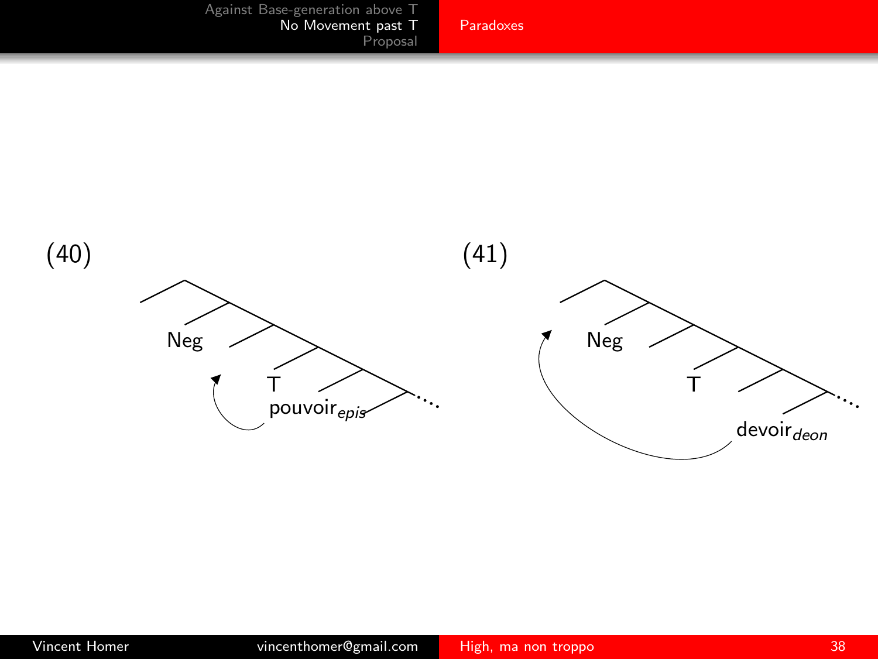(40) Neg T pouvoir$_{epis}$

(41) Neg T devoir$_{deon}$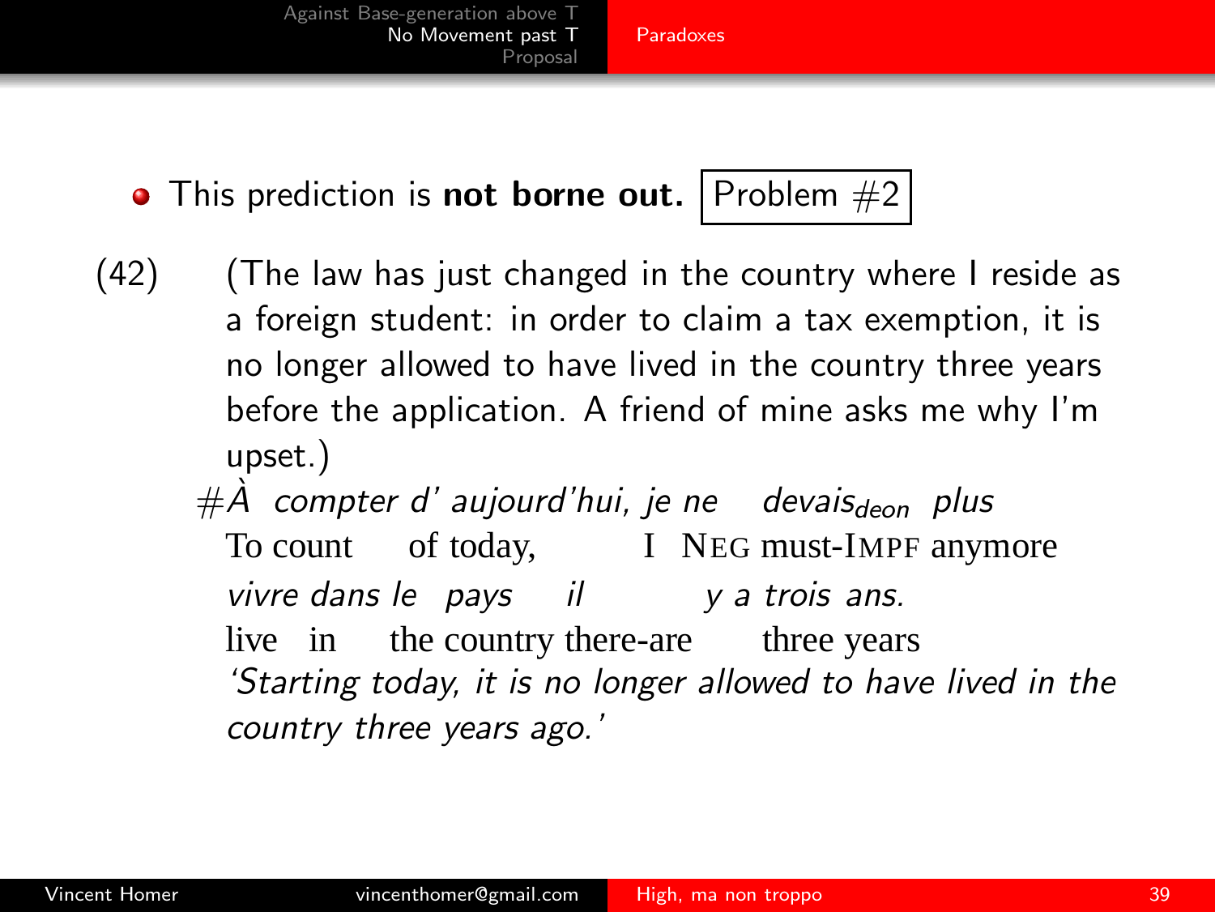- This prediction is **not borne out.** Problem #2

(42) (The law has just changed in the country where I reside as a foreign student: in order to claim a tax exemption, it is no longer allowed to have lived in the country three years before the application. A friend of mine asks me why I'm upset.)

\#*À compter d' aujourd'hui, je ne devais$_{deon}$ plus*
To count of today, I NEG must-IMPF anymore
*vivre dans le pays il y a trois ans.*
live in the country there-are three years
*'Starting today, it is no longer allowed to have lived in the country three years ago.'*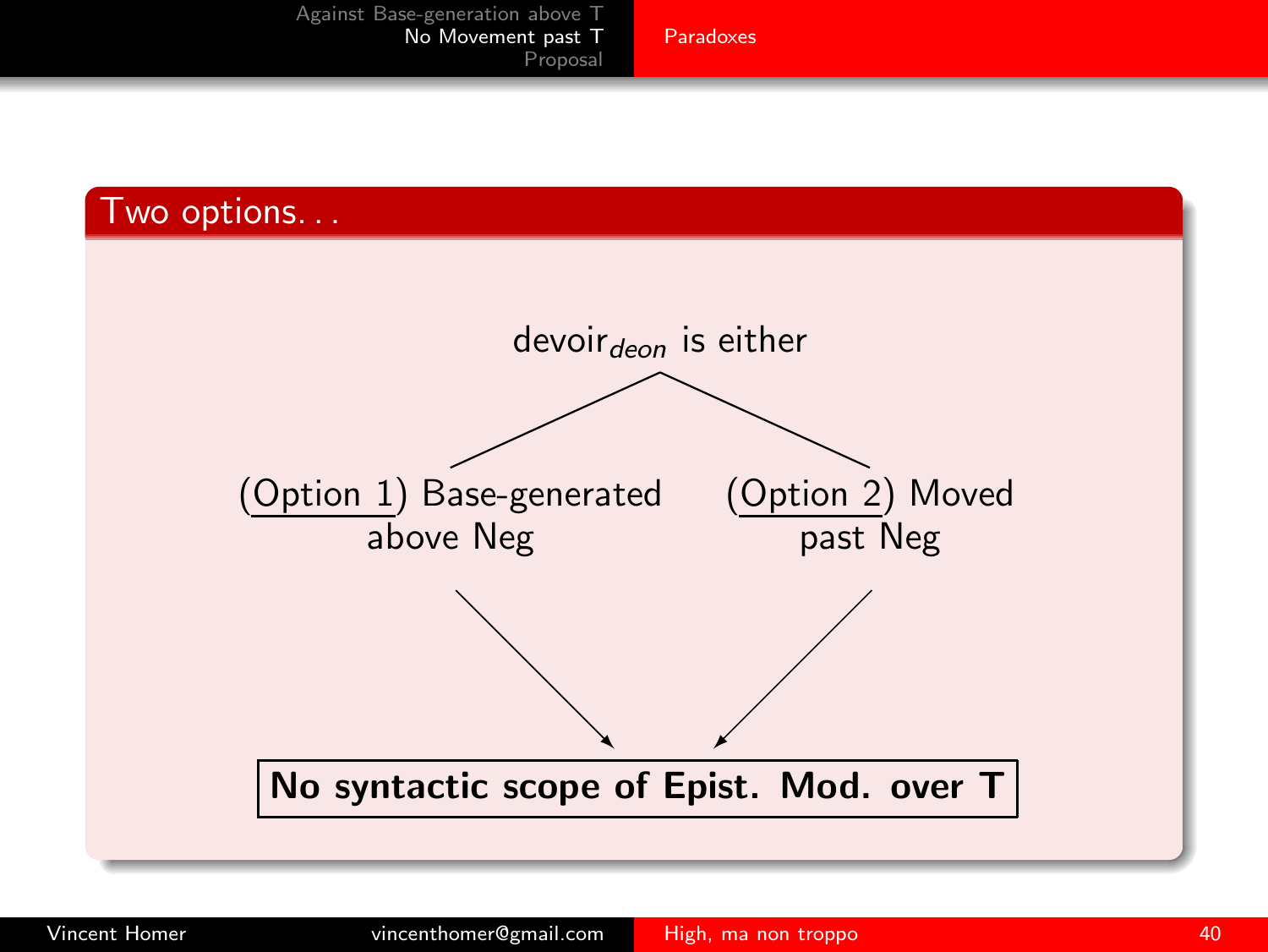## Two options...

devoir$_{deon}$ is either

(Option 1) Base-generated above Neg

(Option 2) Moved past Neg

**No syntactic scope of Epist. Mod. over T**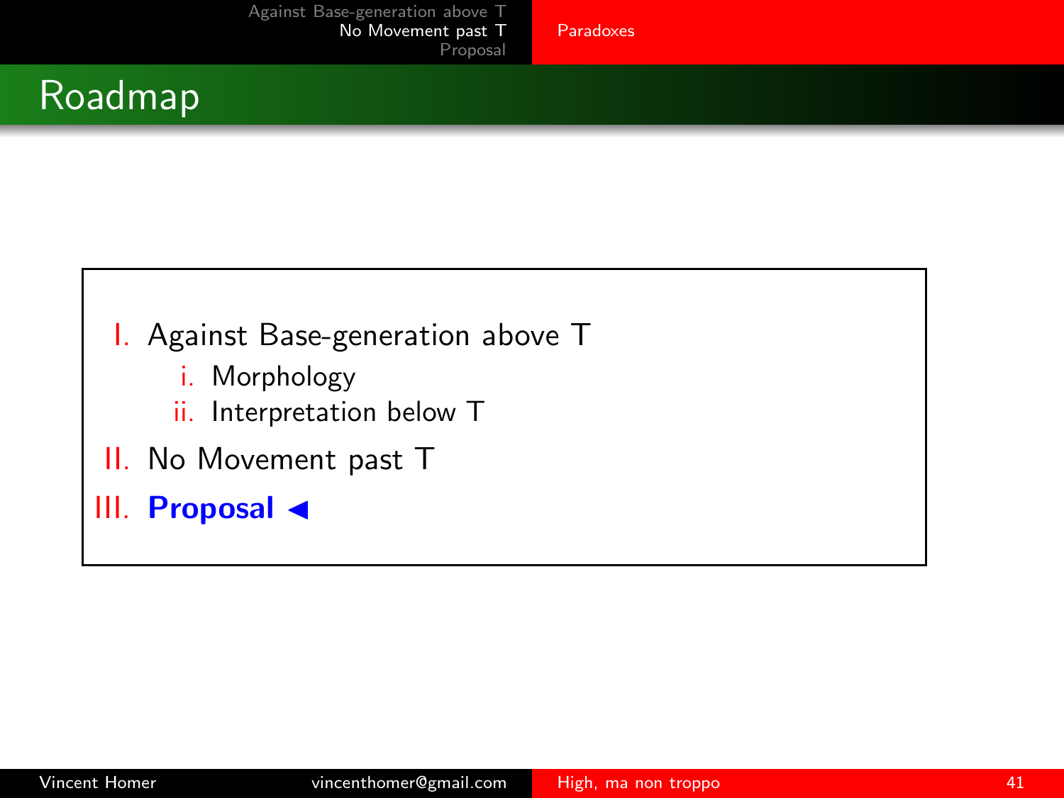## Roadmap

I. Against Base-generation above T
   i. Morphology
   ii. Interpretation below T

II. No Movement past T

III. **Proposal ◄**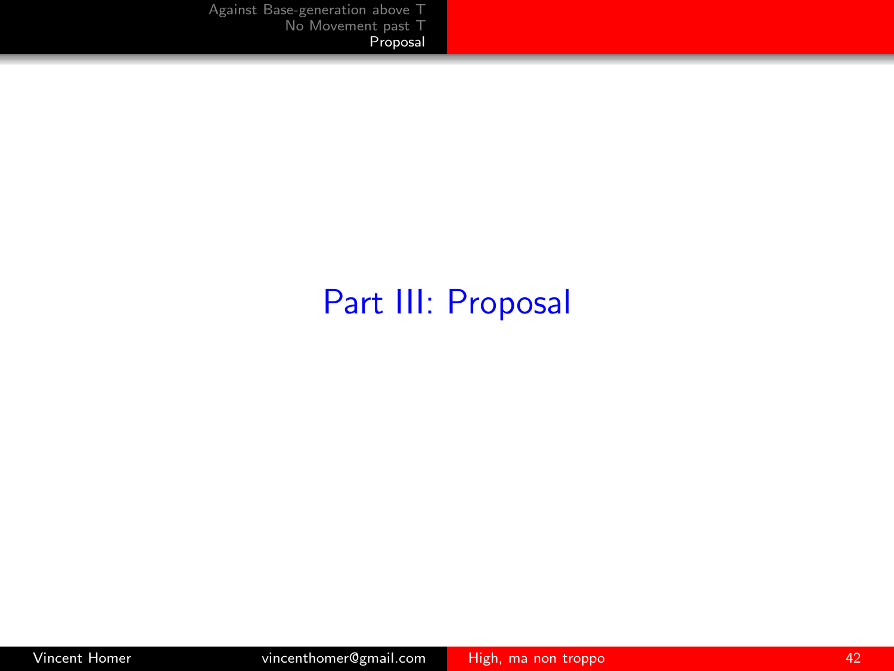# Part III: Proposal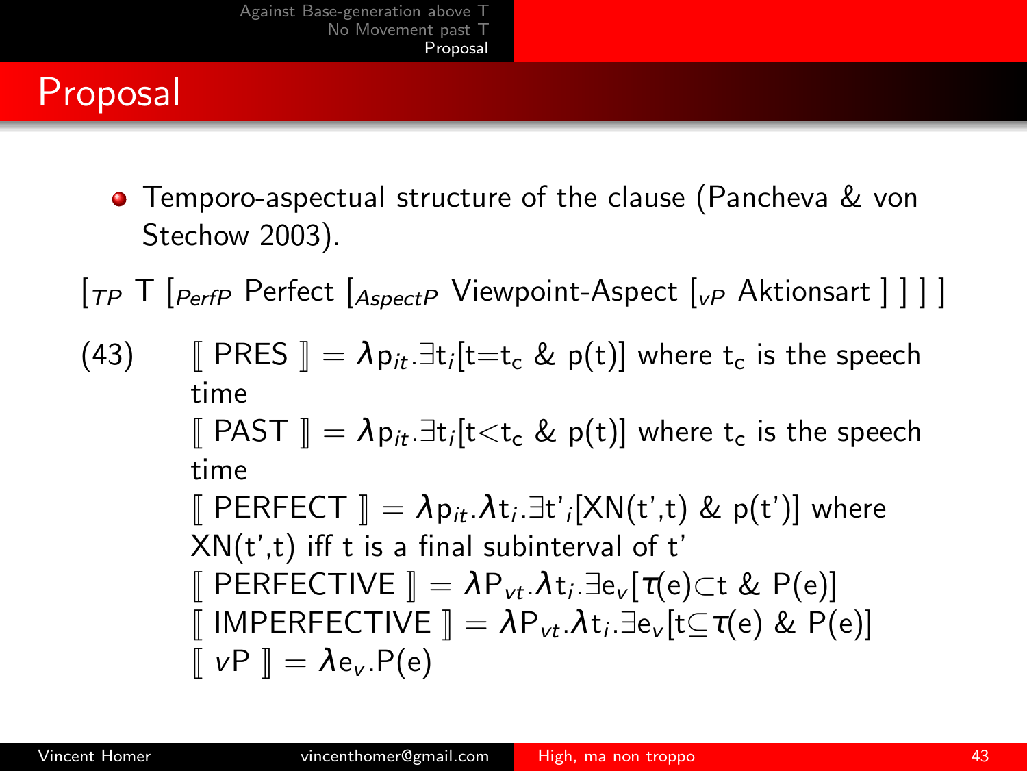# Proposal

- Temporo-aspectual structure of the clause (Pancheva & von Stechow 2003).

$[_{TP}$ T $[_{PerfP}$ Perfect $[_{AspectP}$ Viewpoint-Aspect $[_{vP}$ Aktionsart $]$ $]$ $]$ $]$

(43) $⟦$ PRES $⟧ = \lambda p_{it}.\exists t_i[t{=}t_c$ & $p(t)]$ where $t_c$ is the speech time

$⟦$ PAST $⟧ = \lambda p_{it}.\exists t_i[t{<}t_c$ & $p(t)]$ where $t_c$ is the speech time

$⟦$ PERFECT $⟧ = \lambda p_{it}.\lambda t_i.\exists t'_i[XN(t',t)$ & $p(t')]$ where $XN(t',t)$ iff t is a final subinterval of t'

$⟦$ PERFECTIVE $⟧ = \lambda P_{vt}.\lambda t_i.\exists e_v[\tau(e){\subset}t$ & $P(e)]$

$⟦$ IMPERFECTIVE $⟧ = \lambda P_{vt}.\lambda t_i.\exists e_v[t{\subseteq}\tau(e)$ & $P(e)]$

$⟦$ $v$P $⟧ = \lambda e_v.P(e)$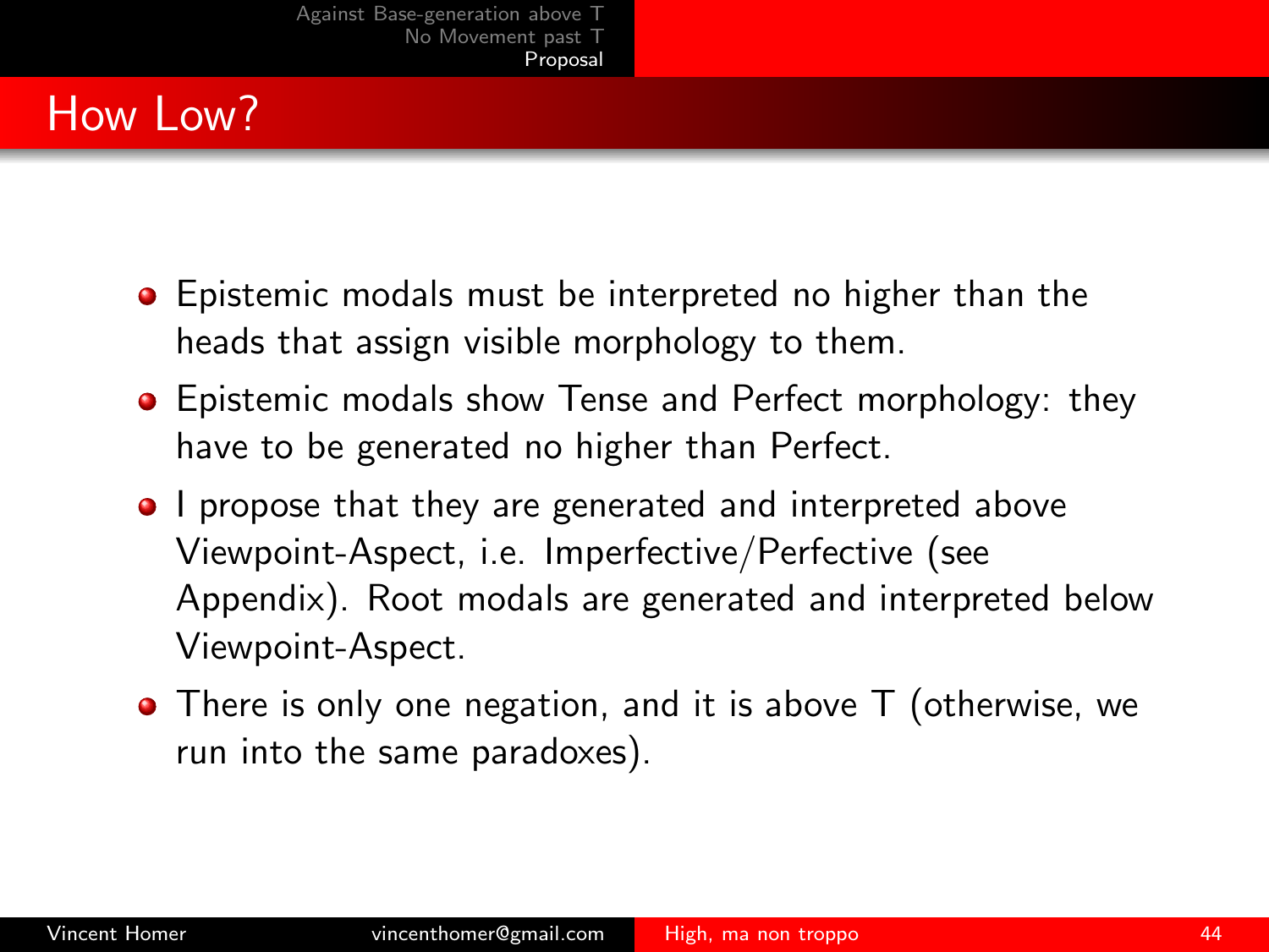# How Low?

- Epistemic modals must be interpreted no higher than the heads that assign visible morphology to them.
- Epistemic modals show Tense and Perfect morphology: they have to be generated no higher than Perfect.
- I propose that they are generated and interpreted above Viewpoint-Aspect, i.e. Imperfective/Perfective (see Appendix). Root modals are generated and interpreted below Viewpoint-Aspect.
- There is only one negation, and it is above T (otherwise, we run into the same paradoxes).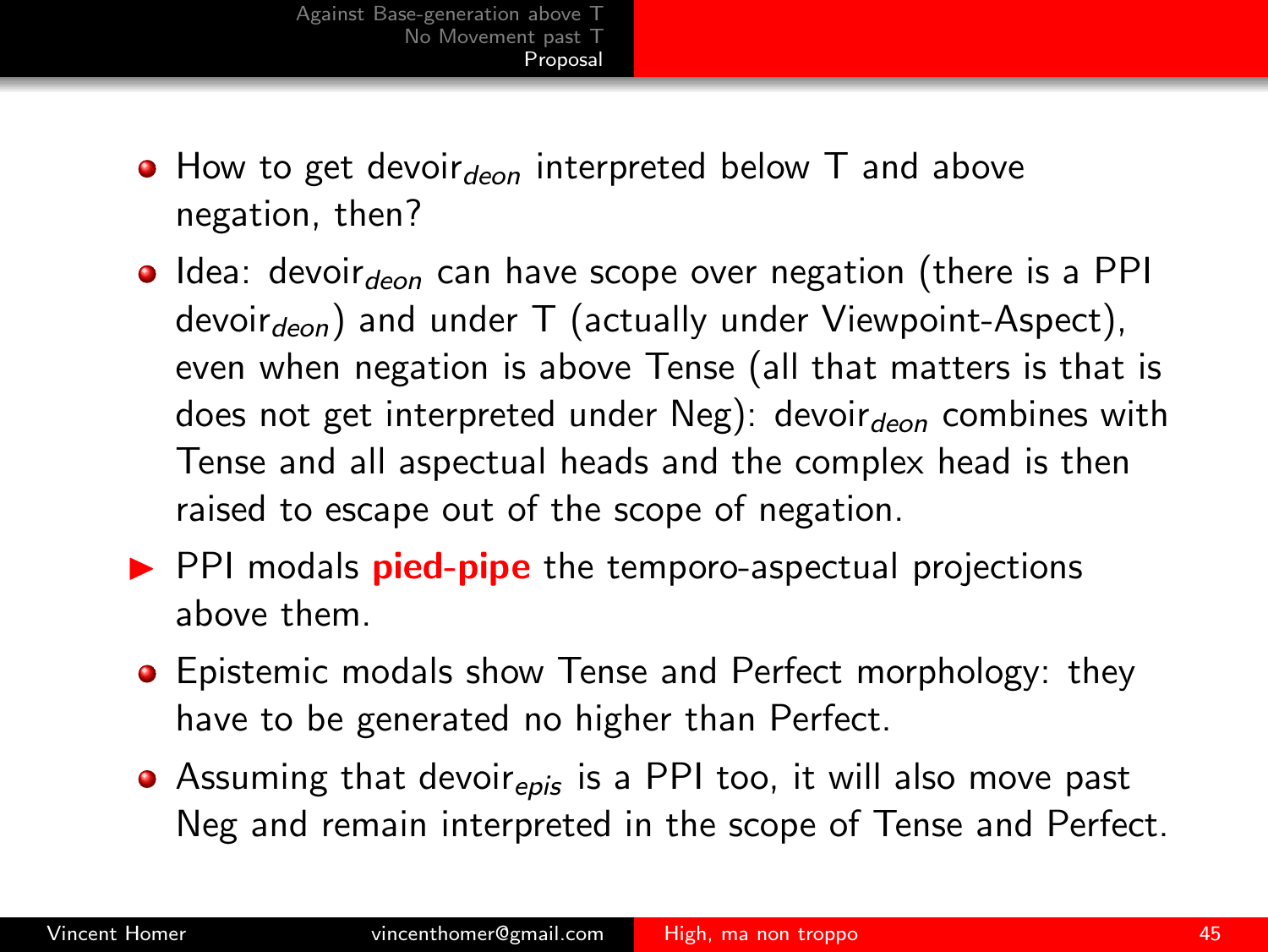- How to get devoir$_{deon}$ interpreted below T and above negation, then?
- Idea: devoir$_{deon}$ can have scope over negation (there is a PPI devoir$_{deon}$) and under T (actually under Viewpoint-Aspect), even when negation is above Tense (all that matters is that is does not get interpreted under Neg): devoir$_{deon}$ combines with Tense and all aspectual heads and the complex head is then raised to escape out of the scope of negation.
  - PPI modals **pied-pipe** the temporo-aspectual projections above them.
- Epistemic modals show Tense and Perfect morphology: they have to be generated no higher than Perfect.
- Assuming that devoir$_{epis}$ is a PPI too, it will also move past Neg and remain interpreted in the scope of Tense and Perfect.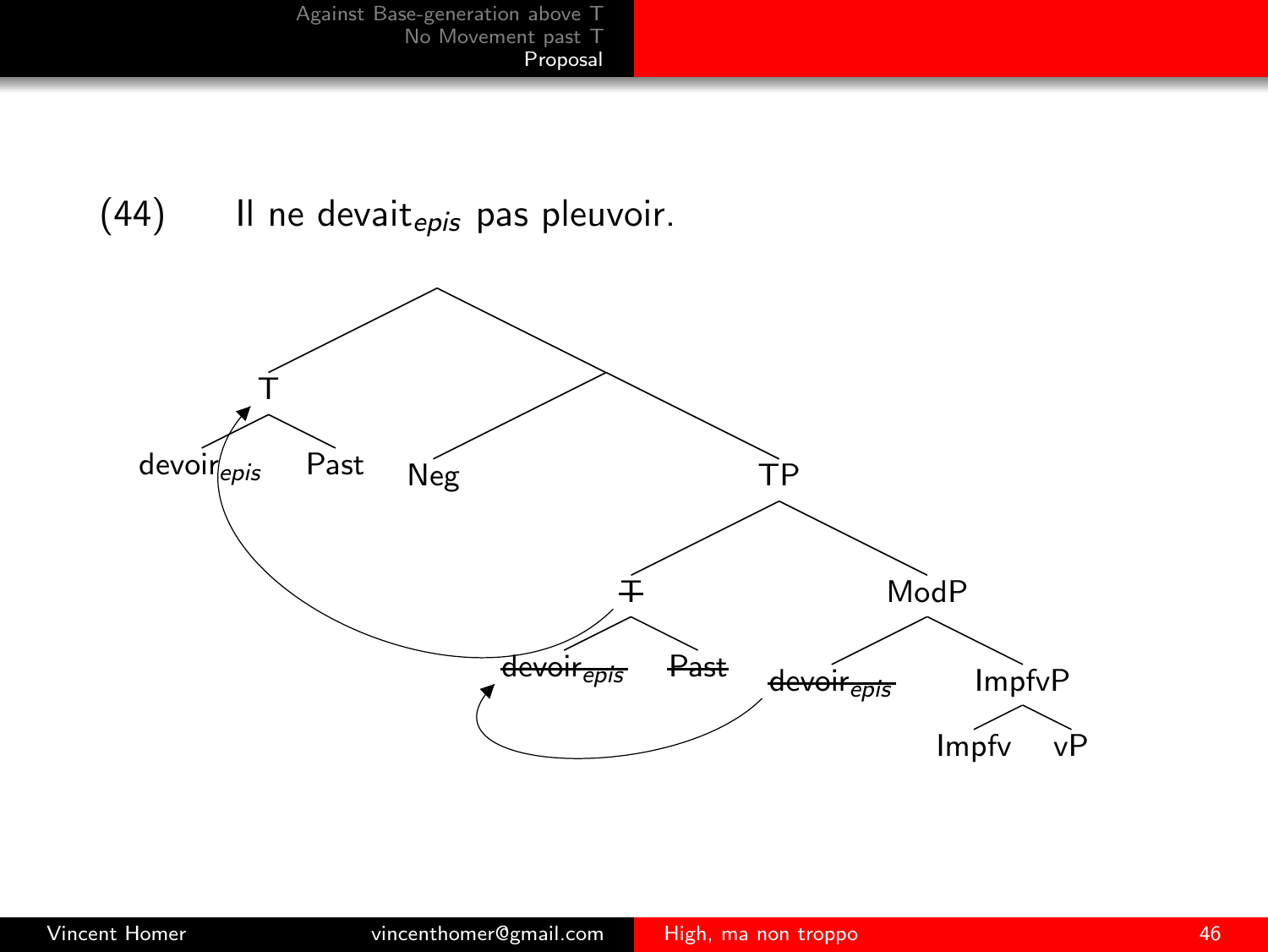(44) Il ne devait$_{epis}$ pas pleuvoir.

[T devoir$_{epis}$ Past] [Neg [TP [~~T~~ ~~devoir$_{epis}$~~ ~~Past~~] [ModP ~~devoir$_{epis}$~~ [ImpfvP Impfv vP]]]]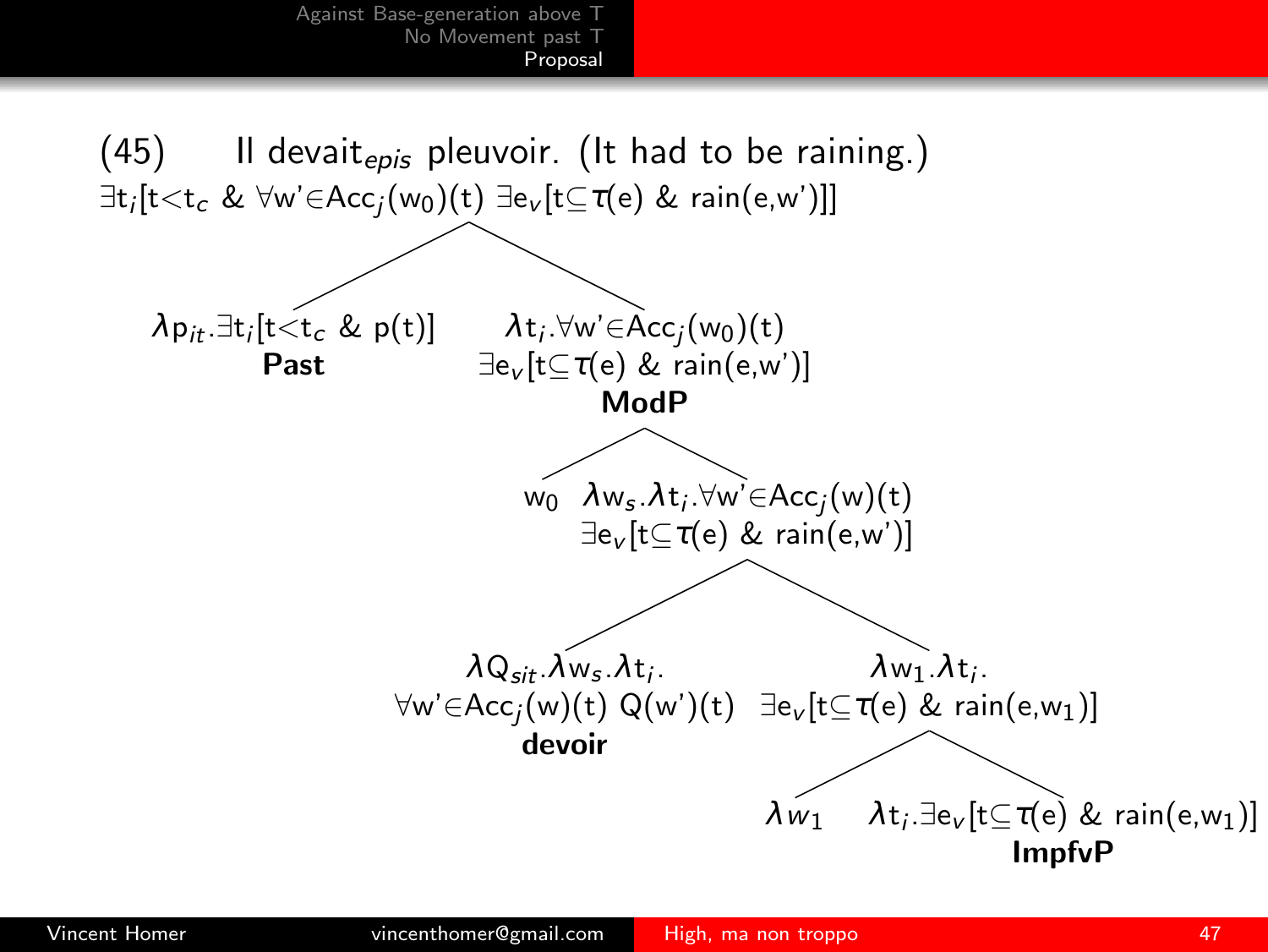(45) Il devait$_{epis}$ pleuvoir. (It had to be raining.)

$\exists t_i[t<t_c \ \& \ \forall w' \in Acc_j(w_0)(t) \ \exists e_v[t \subseteq \tau(e) \ \& \ rain(e,w')]]$

- **Past**: $\lambda p_{it}.\exists t_i[t<t_c \ \& \ p(t)]$
- **ModP**: $\lambda t_i.\forall w' \in Acc_j(w_0)(t) \ \exists e_v[t \subseteq \tau(e) \ \& \ rain(e,w')]$
  - $w_0$
  - $\lambda w_s.\lambda t_i.\forall w' \in Acc_j(w)(t) \ \exists e_v[t \subseteq \tau(e) \ \& \ rain(e,w')]$
    - **devoir**: $\lambda Q_{sit}.\lambda w_s.\lambda t_i.\ \forall w' \in Acc_j(w)(t) \ Q(w')(t)$
    - $\lambda w_1.\lambda t_i.\ \exists e_v[t \subseteq \tau(e) \ \& \ rain(e,w_1)]$
      - $\lambda w_1$
      - **ImpfvP**: $\lambda t_i.\exists e_v[t \subseteq \tau(e) \ \& \ rain(e,w_1)]$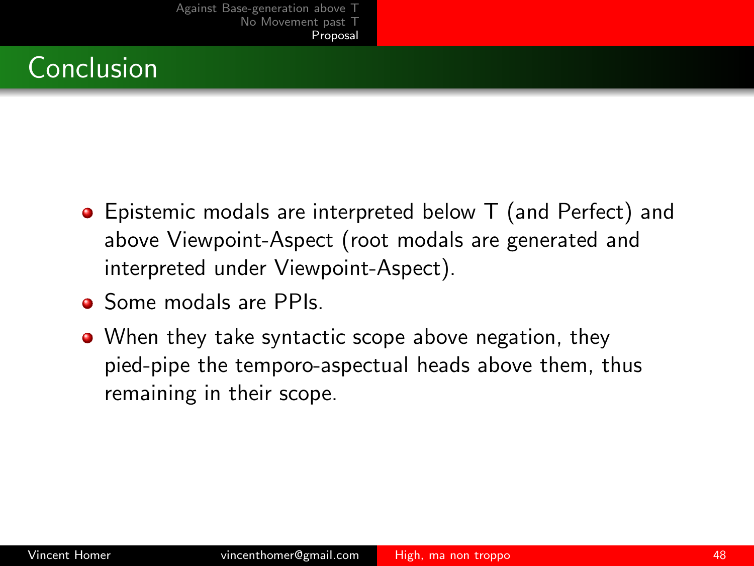# Conclusion

- Epistemic modals are interpreted below T (and Perfect) and above Viewpoint-Aspect (root modals are generated and interpreted under Viewpoint-Aspect).
- Some modals are PPIs.
- When they take syntactic scope above negation, they pied-pipe the temporo-aspectual heads above them, thus remaining in their scope.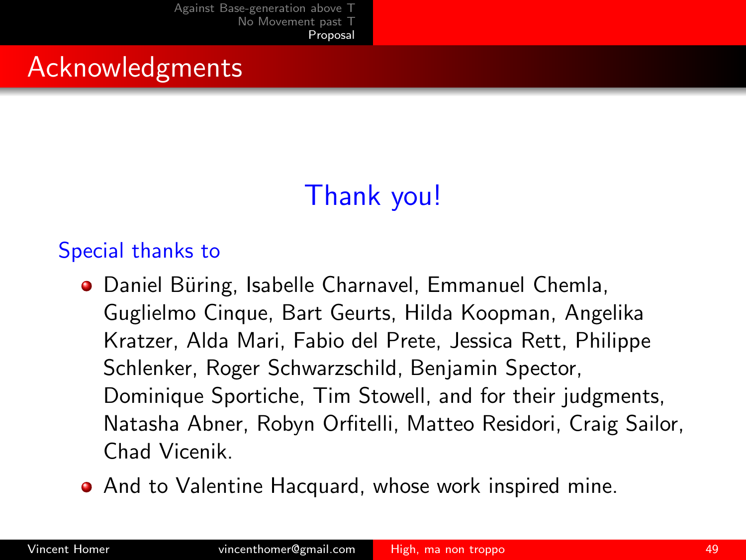# Acknowledgments

Thank you!

Special thanks to

- Daniel Büring, Isabelle Charnavel, Emmanuel Chemla, Guglielmo Cinque, Bart Geurts, Hilda Koopman, Angelika Kratzer, Alda Mari, Fabio del Prete, Jessica Rett, Philippe Schlenker, Roger Schwarzschild, Benjamin Spector, Dominique Sportiche, Tim Stowell, and for their judgments, Natasha Abner, Robyn Orfitelli, Matteo Residori, Craig Sailor, Chad Vicenik.
- And to Valentine Hacquard, whose work inspired mine.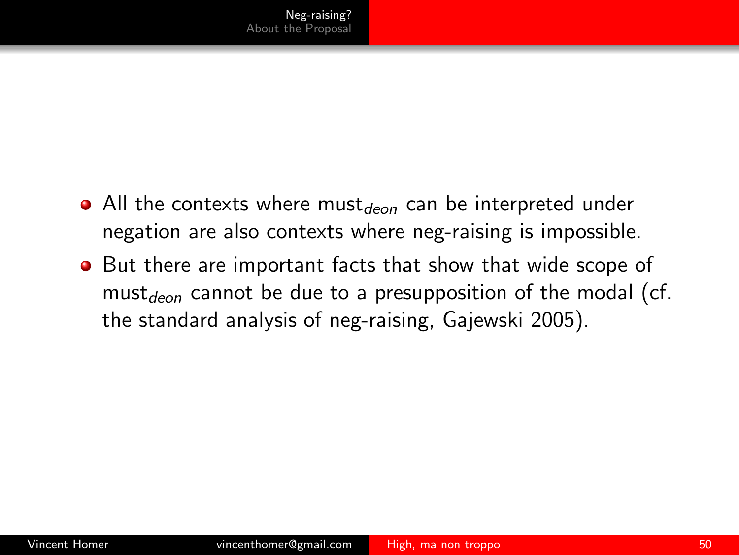- All the contexts where must$_{deon}$ can be interpreted under negation are also contexts where neg-raising is impossible.
- But there are important facts that show that wide scope of must$_{deon}$ cannot be due to a presupposition of the modal (cf. the standard analysis of neg-raising, Gajewski 2005).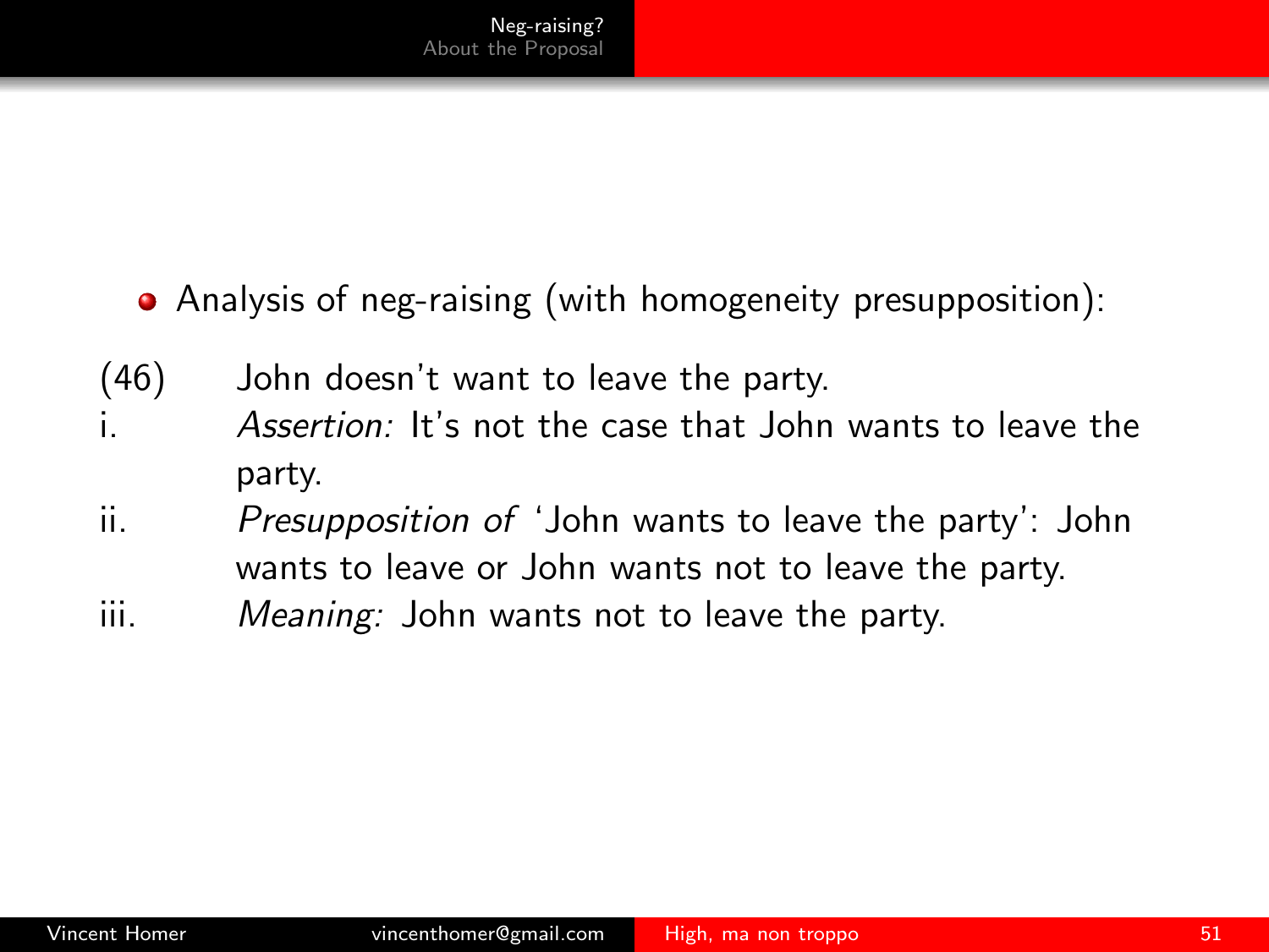- Analysis of neg-raising (with homogeneity presupposition):

(46) John doesn't want to leave the party.

i. *Assertion:* It's not the case that John wants to leave the party.

ii. *Presupposition of* 'John wants to leave the party': John wants to leave or John wants not to leave the party.

iii. *Meaning:* John wants not to leave the party.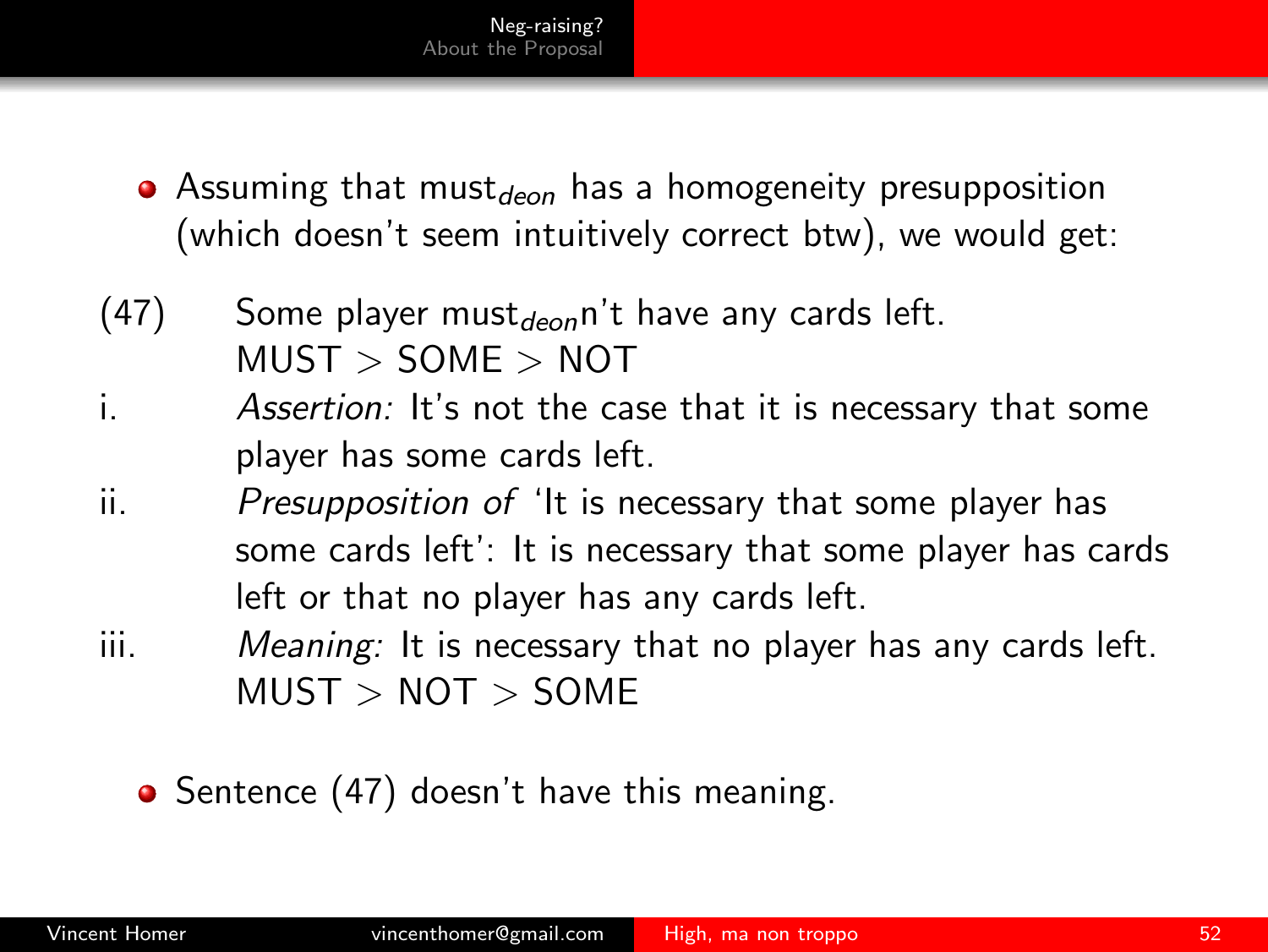- Assuming that must$_{deon}$ has a homogeneity presupposition (which doesn't seem intuitively correct btw), we would get:

(47) Some player must$_{deon}$n't have any cards left.
MUST > SOME > NOT

i. *Assertion:* It's not the case that it is necessary that some player has some cards left.

ii. *Presupposition of* 'It is necessary that some player has some cards left': It is necessary that some player has cards left or that no player has any cards left.

iii. *Meaning:* It is necessary that no player has any cards left.
MUST > NOT > SOME

- Sentence (47) doesn't have this meaning.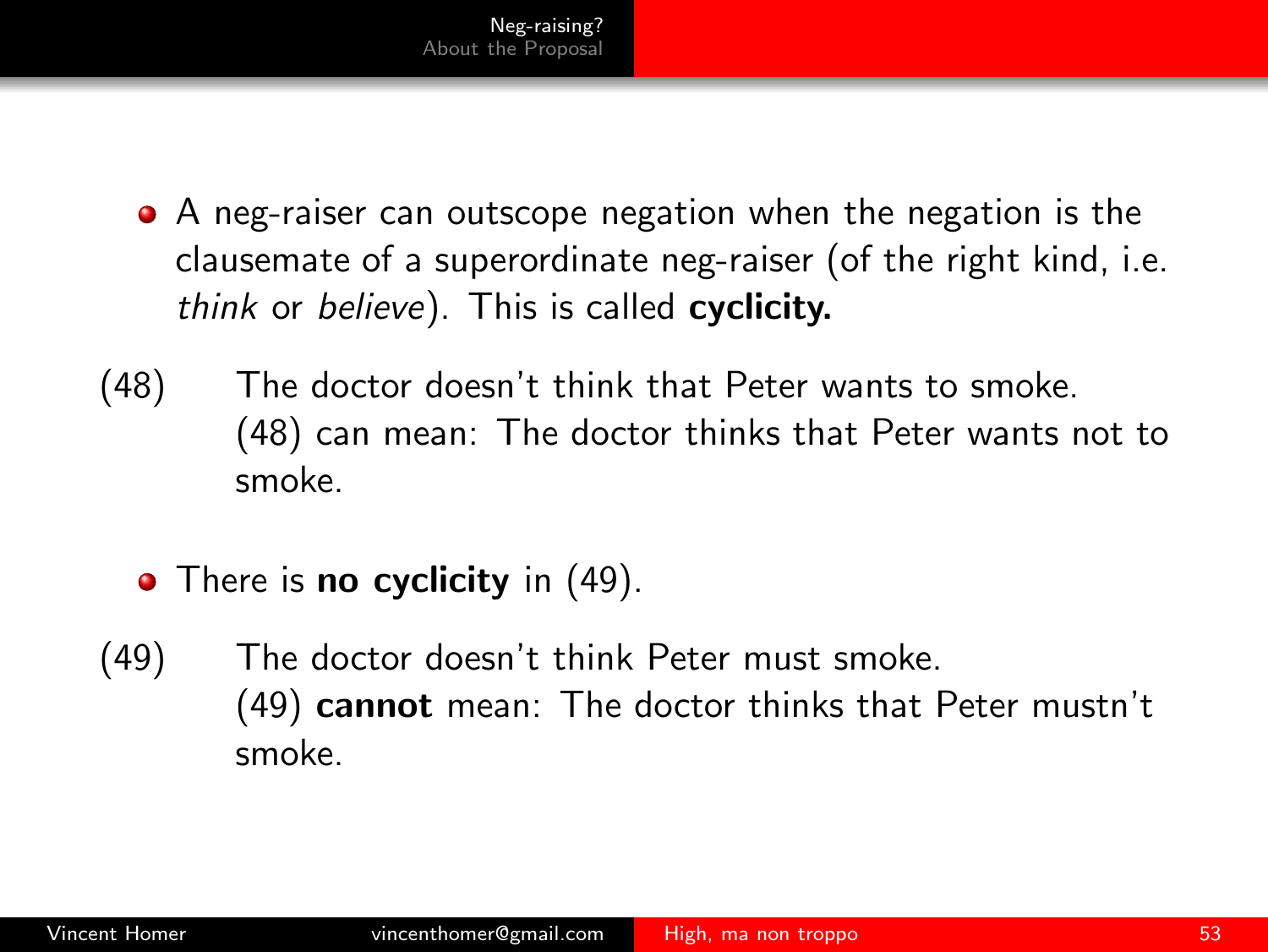- A neg-raiser can outscope negation when the negation is the clausemate of a superordinate neg-raiser (of the right kind, i.e. *think* or *believe*). This is called **cyclicity.**

(48) The doctor doesn't think that Peter wants to smoke.
(48) can mean: The doctor thinks that Peter wants not to smoke.

- There is **no cyclicity** in (49).

(49) The doctor doesn't think Peter must smoke.
(49) **cannot** mean: The doctor thinks that Peter mustn't smoke.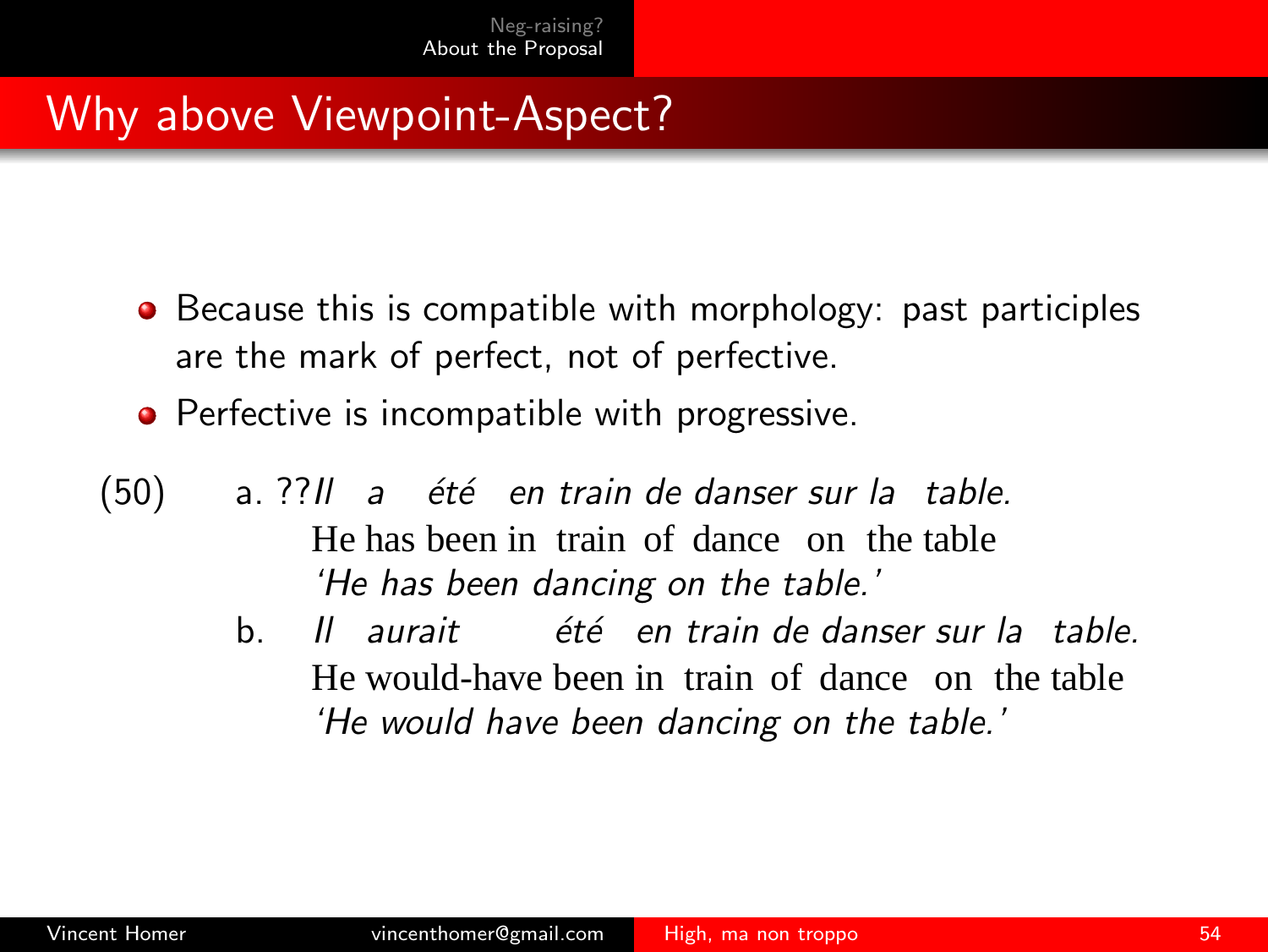# Why above Viewpoint-Aspect?

- Because this is compatible with morphology: past participles are the mark of perfect, not of perfective.
- Perfective is incompatible with progressive.

(50)
a. ??*Il a été en train de danser sur la table.*
He has been in train of dance on the table
*'He has been dancing on the table.'*

b. *Il aurait été en train de danser sur la table.*
He would-have been in train of dance on the table
*'He would have been dancing on the table.'*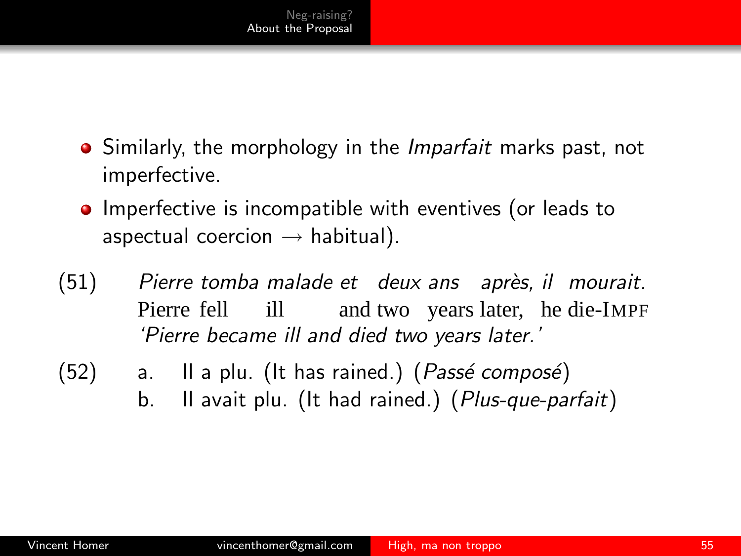- Similarly, the morphology in the *Imparfait* marks past, not imperfective.
- Imperfective is incompatible with eventives (or leads to aspectual coercion → habitual).

(51) *Pierre tomba malade et deux ans après, il mourait.*
Pierre fell ill and two years later, he die-IMPF
*'Pierre became ill and died two years later.'*

(52)
a. Il a plu. (It has rained.) (*Passé composé*)
b. Il avait plu. (It had rained.) (*Plus-que-parfait*)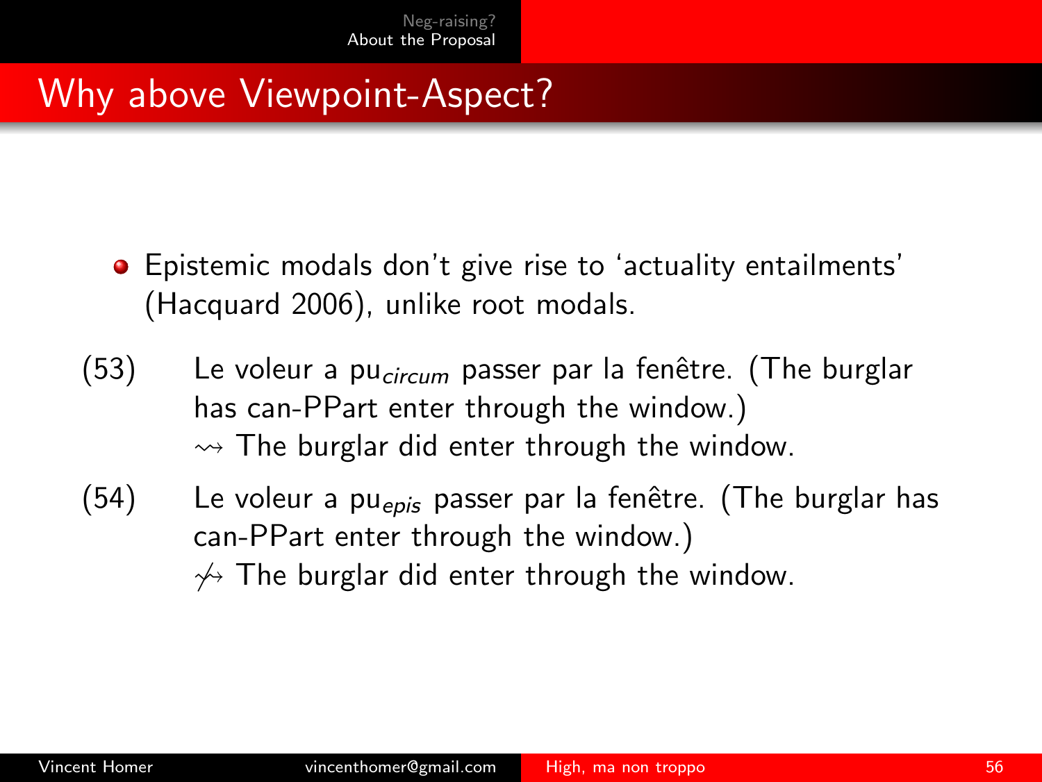# Why above Viewpoint-Aspect?

- Epistemic modals don't give rise to 'actuality entailments' (Hacquard 2006), unlike root modals.

(53) Le voleur a pu$_{circum}$ passer par la fenêtre. (The burglar has can-PPart enter through the window.)
$\leadsto$ The burglar did enter through the window.

(54) Le voleur a pu$_{epis}$ passer par la fenêtre. (The burglar has can-PPart enter through the window.)
$\not\leadsto$ The burglar did enter through the window.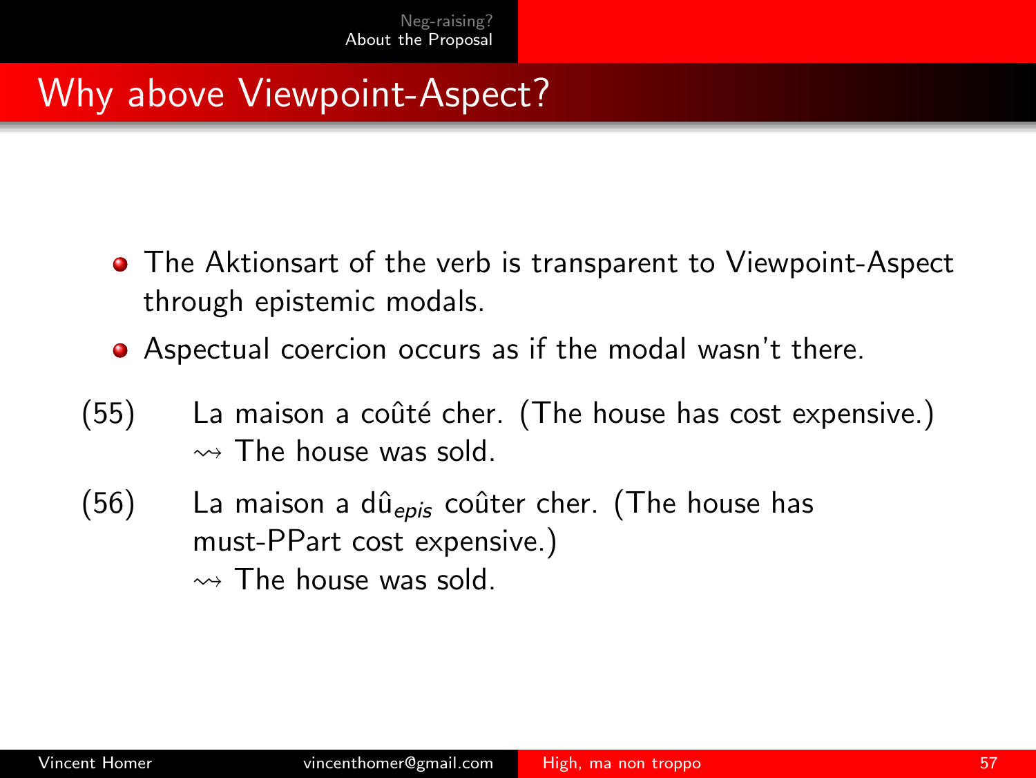## Why above Viewpoint-Aspect?

- The Aktionsart of the verb is transparent to Viewpoint-Aspect through epistemic modals.
- Aspectual coercion occurs as if the modal wasn't there.

(55) La maison a coûté cher. (The house has cost expensive.)
$\rightsquigarrow$ The house was sold.

(56) La maison a dû$_{epis}$ coûter cher. (The house has must-PPart cost expensive.)
$\rightsquigarrow$ The house was sold.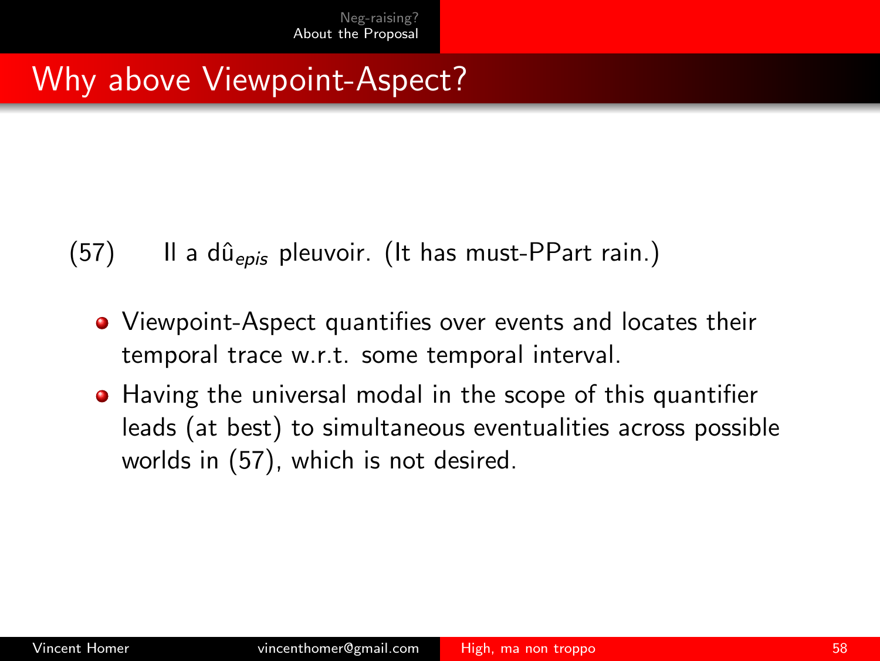# Why above Viewpoint-Aspect?

(57) Il a dû$_{epis}$ pleuvoir. (It has must-PPart rain.)

- Viewpoint-Aspect quantifies over events and locates their temporal trace w.r.t. some temporal interval.
- Having the universal modal in the scope of this quantifier leads (at best) to simultaneous eventualities across possible worlds in (57), which is not desired.